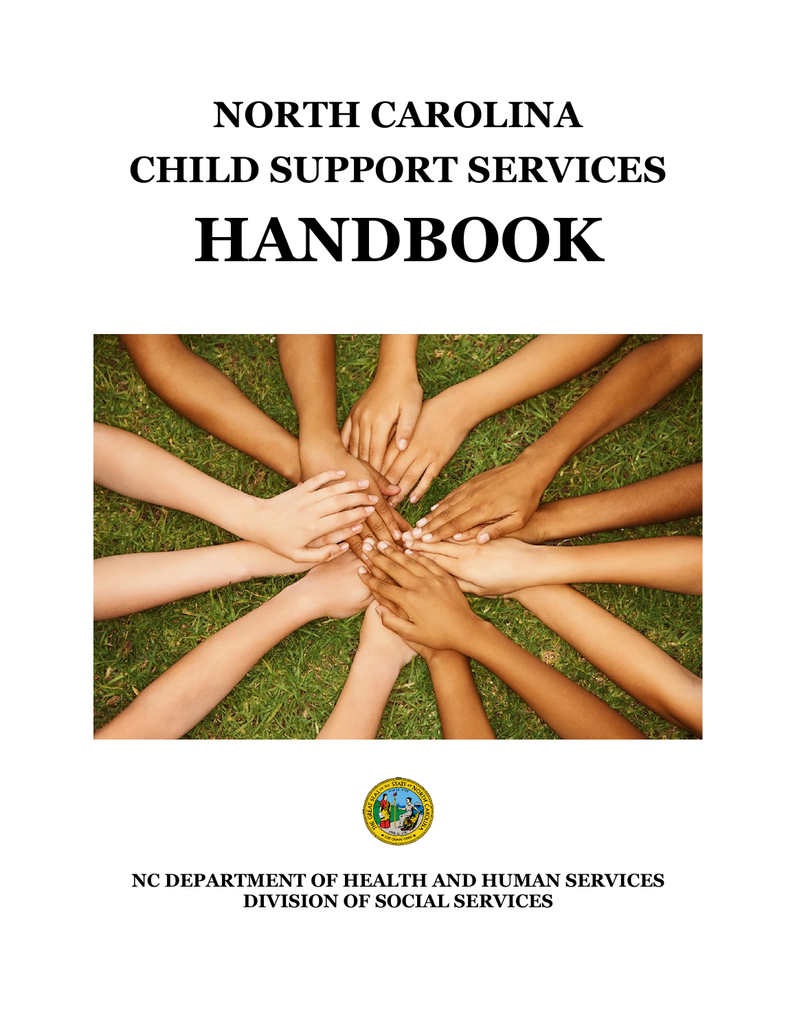# NORTH CAROLINA
# CHILD SUPPORT SERVICES
# HANDBOOK

**NC DEPARTMENT OF HEALTH AND HUMAN SERVICES**
**DIVISION OF SOCIAL SERVICES**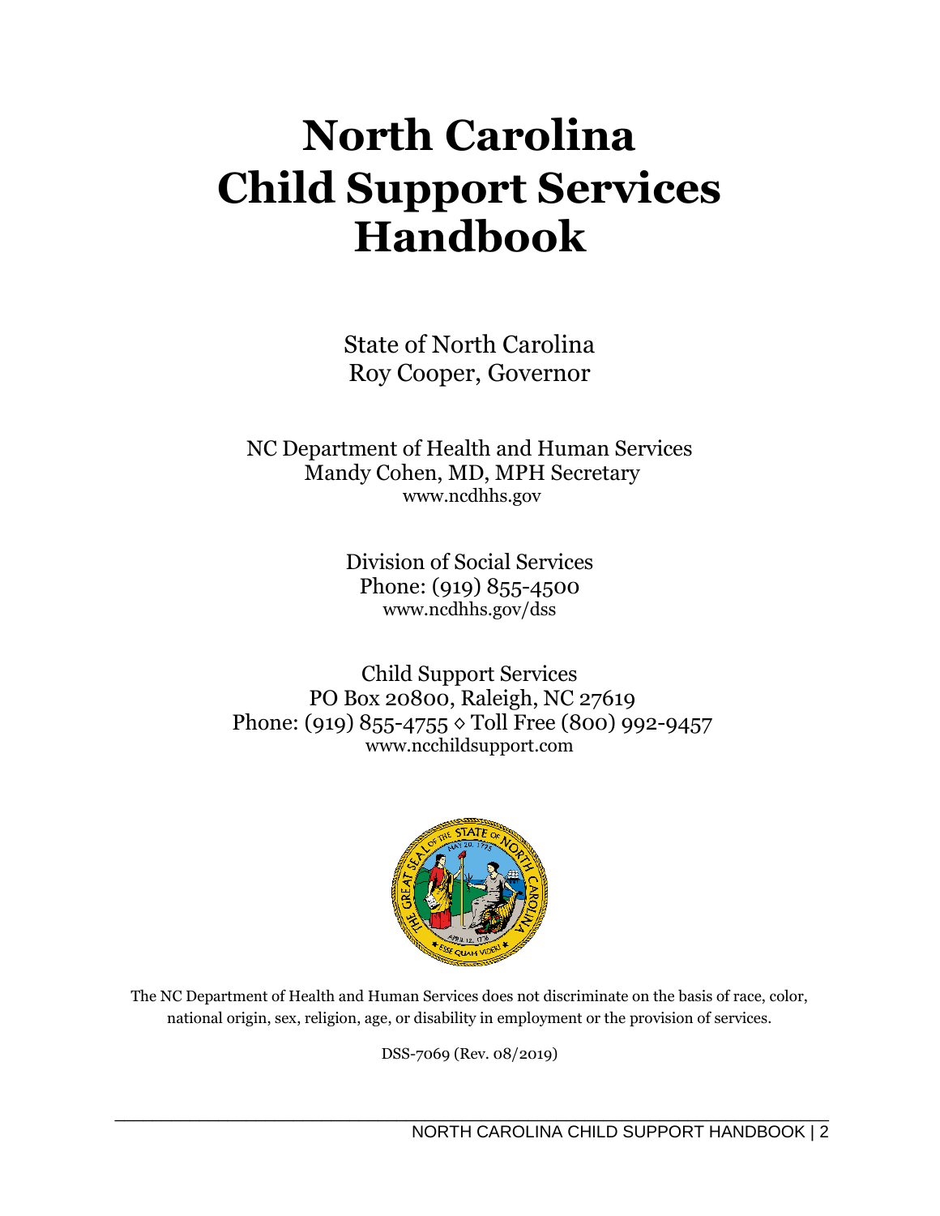# North Carolina Child Support Services Handbook

State of North Carolina
Roy Cooper, Governor

NC Department of Health and Human Services
Mandy Cohen, MD, MPH Secretary
www.ncdhhs.gov

Division of Social Services
Phone: (919) 855-4500
www.ncdhhs.gov/dss

Child Support Services
PO Box 20800, Raleigh, NC 27619
Phone: (919) 855-4755 ◊ Toll Free (800) 992-9457
www.ncchildsupport.com

The NC Department of Health and Human Services does not discriminate on the basis of race, color, national origin, sex, religion, age, or disability in employment or the provision of services.

DSS-7069 (Rev. 08/2019)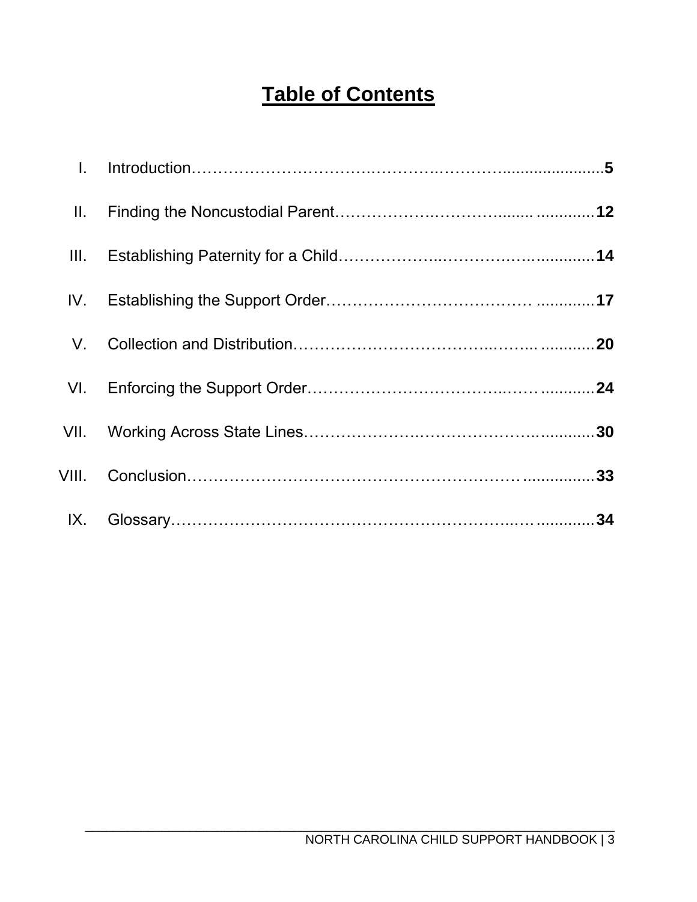# Table of Contents

| | | |
|---|---|---|
| I. | Introduction | **5** |
| II. | Finding the Noncustodial Parent | **12** |
| III. | Establishing Paternity for a Child | **14** |
| IV. | Establishing the Support Order | **17** |
| V. | Collection and Distribution | **20** |
| VI. | Enforcing the Support Order | **24** |
| VII. | Working Across State Lines | **30** |
| VIII. | Conclusion | **33** |
| IX. | Glossary | **34** |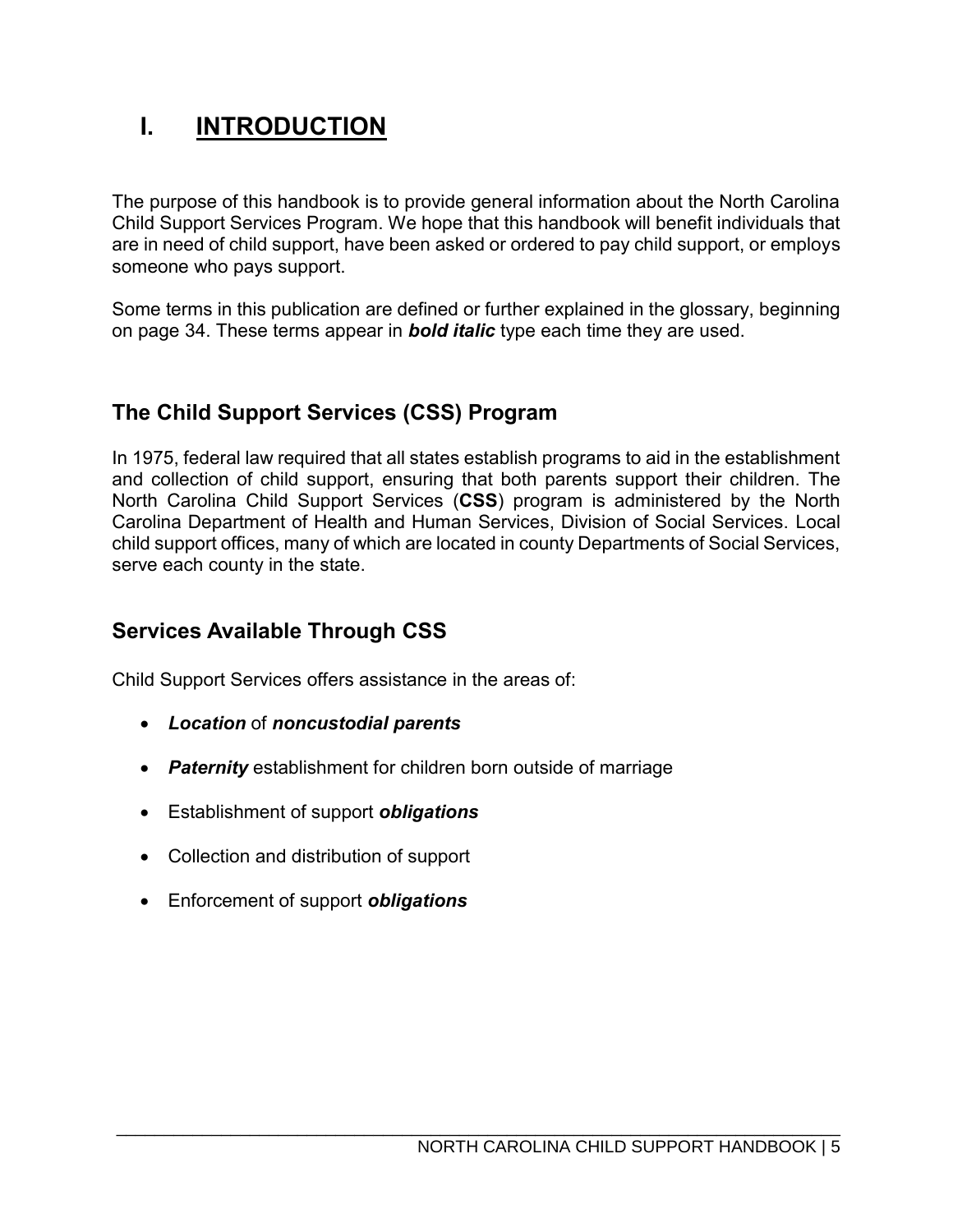# I. INTRODUCTION

The purpose of this handbook is to provide general information about the North Carolina Child Support Services Program. We hope that this handbook will benefit individuals that are in need of child support, have been asked or ordered to pay child support, or employs someone who pays support.

Some terms in this publication are defined or further explained in the glossary, beginning on page 34. These terms appear in ***bold italic*** type each time they are used.

## The Child Support Services (CSS) Program

In 1975, federal law required that all states establish programs to aid in the establishment and collection of child support, ensuring that both parents support their children. The North Carolina Child Support Services (**CSS**) program is administered by the North Carolina Department of Health and Human Services, Division of Social Services. Local child support offices, many of which are located in county Departments of Social Services, serve each county in the state.

## Services Available Through CSS

Child Support Services offers assistance in the areas of:

- ***Location*** of ***noncustodial parents***
- ***Paternity*** establishment for children born outside of marriage
- Establishment of support ***obligations***
- Collection and distribution of support
- Enforcement of support ***obligations***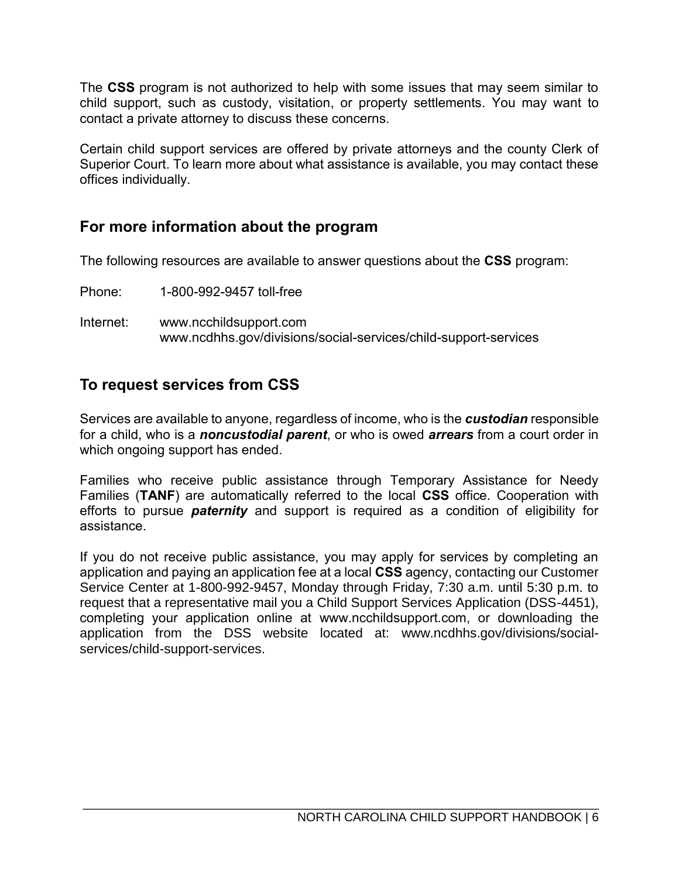The **CSS** program is not authorized to help with some issues that may seem similar to child support, such as custody, visitation, or property settlements. You may want to contact a private attorney to discuss these concerns.

Certain child support services are offered by private attorneys and the county Clerk of Superior Court. To learn more about what assistance is available, you may contact these offices individually.

## For more information about the program

The following resources are available to answer questions about the **CSS** program:

Phone: 1-800-992-9457 toll-free

Internet: www.ncchildsupport.com
www.ncdhhs.gov/divisions/social-services/child-support-services

## To request services from CSS

Services are available to anyone, regardless of income, who is the ***custodian*** responsible for a child, who is a ***noncustodial parent***, or who is owed ***arrears*** from a court order in which ongoing support has ended.

Families who receive public assistance through Temporary Assistance for Needy Families (**TANF**) are automatically referred to the local **CSS** office. Cooperation with efforts to pursue ***paternity*** and support is required as a condition of eligibility for assistance.

If you do not receive public assistance, you may apply for services by completing an application and paying an application fee at a local **CSS** agency, contacting our Customer Service Center at 1-800-992-9457, Monday through Friday, 7:30 a.m. until 5:30 p.m. to request that a representative mail you a Child Support Services Application (DSS-4451), completing your application online at www.ncchildsupport.com, or downloading the application from the DSS website located at: www.ncdhhs.gov/divisions/social-services/child-support-services.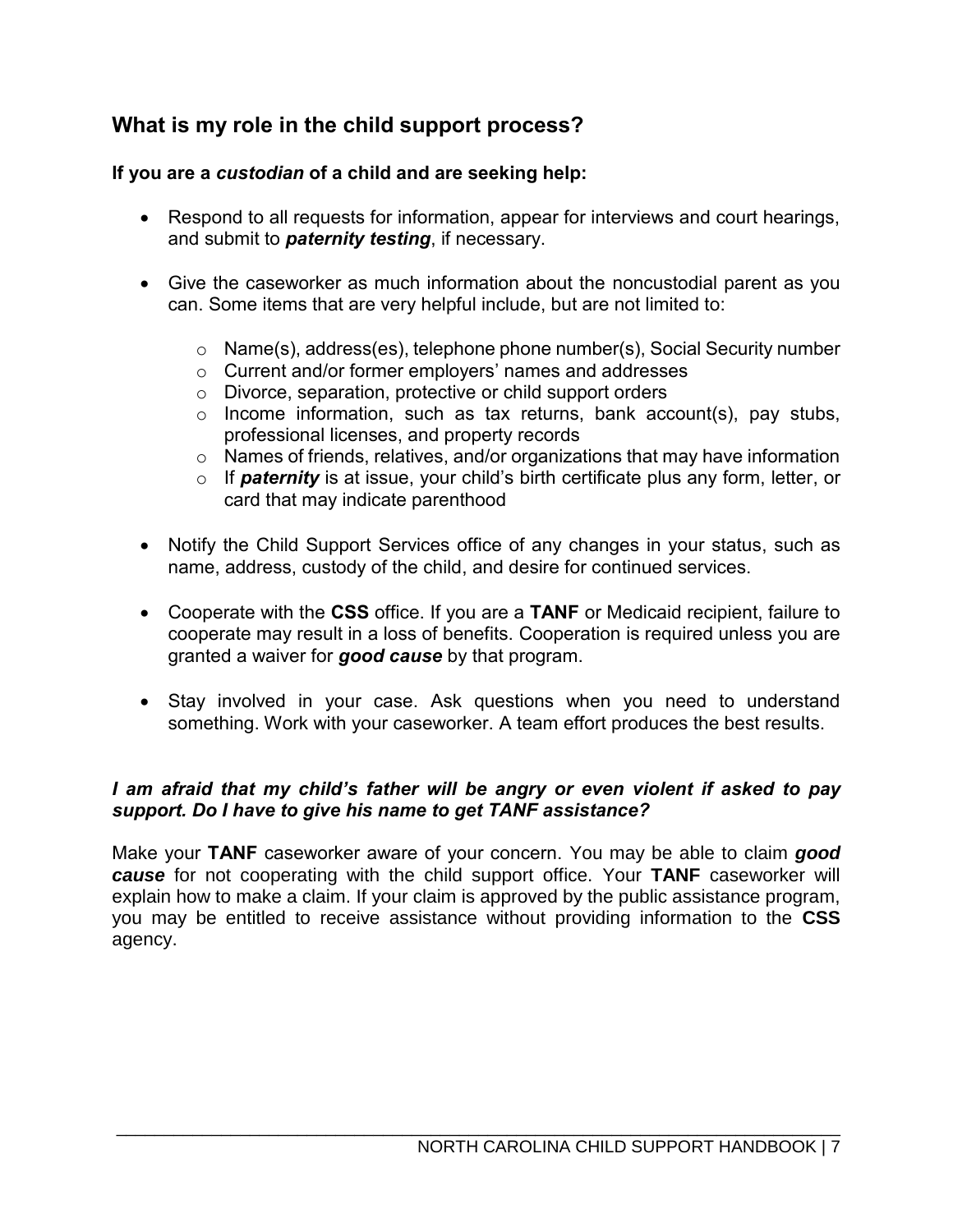## What is my role in the child support process?

**If you are a *custodian* of a child and are seeking help:**

- Respond to all requests for information, appear for interviews and court hearings, and submit to ***paternity testing***, if necessary.

- Give the caseworker as much information about the noncustodial parent as you can. Some items that are very helpful include, but are not limited to:

    - Name(s), address(es), telephone phone number(s), Social Security number
    - Current and/or former employers' names and addresses
    - Divorce, separation, protective or child support orders
    - Income information, such as tax returns, bank account(s), pay stubs, professional licenses, and property records
    - Names of friends, relatives, and/or organizations that may have information
    - If ***paternity*** is at issue, your child's birth certificate plus any form, letter, or card that may indicate parenthood

- Notify the Child Support Services office of any changes in your status, such as name, address, custody of the child, and desire for continued services.

- Cooperate with the **CSS** office. If you are a **TANF** or Medicaid recipient, failure to cooperate may result in a loss of benefits. Cooperation is required unless you are granted a waiver for ***good cause*** by that program.

- Stay involved in your case. Ask questions when you need to understand something. Work with your caseworker. A team effort produces the best results.

***I am afraid that my child's father will be angry or even violent if asked to pay support. Do I have to give his name to get TANF assistance?***

Make your **TANF** caseworker aware of your concern. You may be able to claim ***good cause*** for not cooperating with the child support office. Your **TANF** caseworker will explain how to make a claim. If your claim is approved by the public assistance program, you may be entitled to receive assistance without providing information to the **CSS** agency.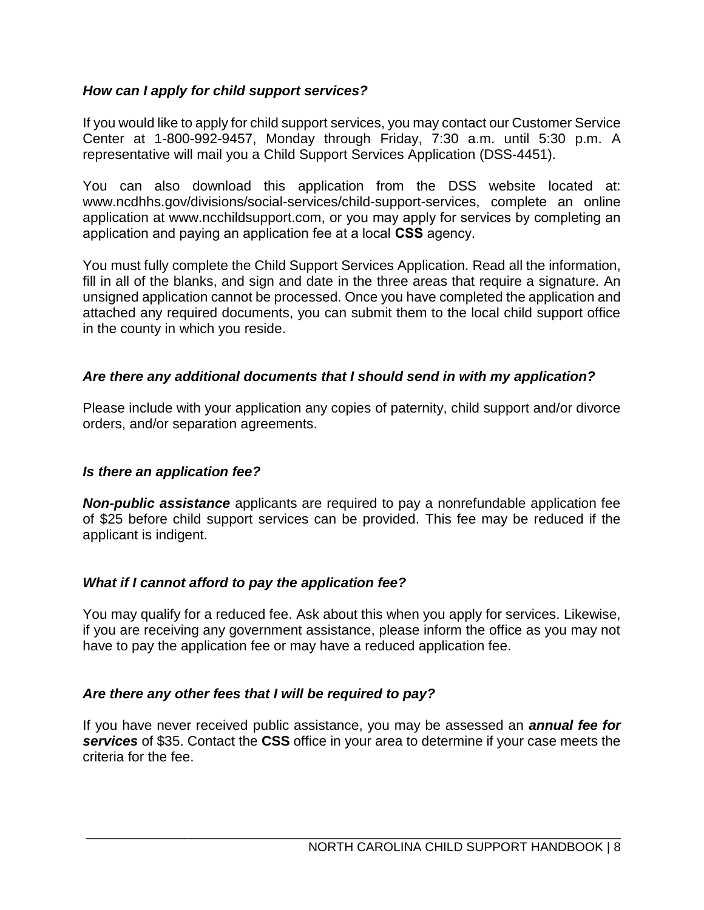### *How can I apply for child support services?*

If you would like to apply for child support services, you may contact our Customer Service Center at 1-800-992-9457, Monday through Friday, 7:30 a.m. until 5:30 p.m. A representative will mail you a Child Support Services Application (DSS-4451).

You can also download this application from the DSS website located at: www.ncdhhs.gov/divisions/social-services/child-support-services, complete an online application at www.ncchildsupport.com, or you may apply for services by completing an application and paying an application fee at a local **CSS** agency.

You must fully complete the Child Support Services Application. Read all the information, fill in all of the blanks, and sign and date in the three areas that require a signature. An unsigned application cannot be processed. Once you have completed the application and attached any required documents, you can submit them to the local child support office in the county in which you reside.

### *Are there any additional documents that I should send in with my application?*

Please include with your application any copies of paternity, child support and/or divorce orders, and/or separation agreements.

### *Is there an application fee?*

***Non-public assistance*** applicants are required to pay a nonrefundable application fee of $25 before child support services can be provided. This fee may be reduced if the applicant is indigent.

### *What if I cannot afford to pay the application fee?*

You may qualify for a reduced fee. Ask about this when you apply for services. Likewise, if you are receiving any government assistance, please inform the office as you may not have to pay the application fee or may have a reduced application fee.

### *Are there any other fees that I will be required to pay?*

If you have never received public assistance, you may be assessed an ***annual fee for services*** of $35. Contact the **CSS** office in your area to determine if your case meets the criteria for the fee.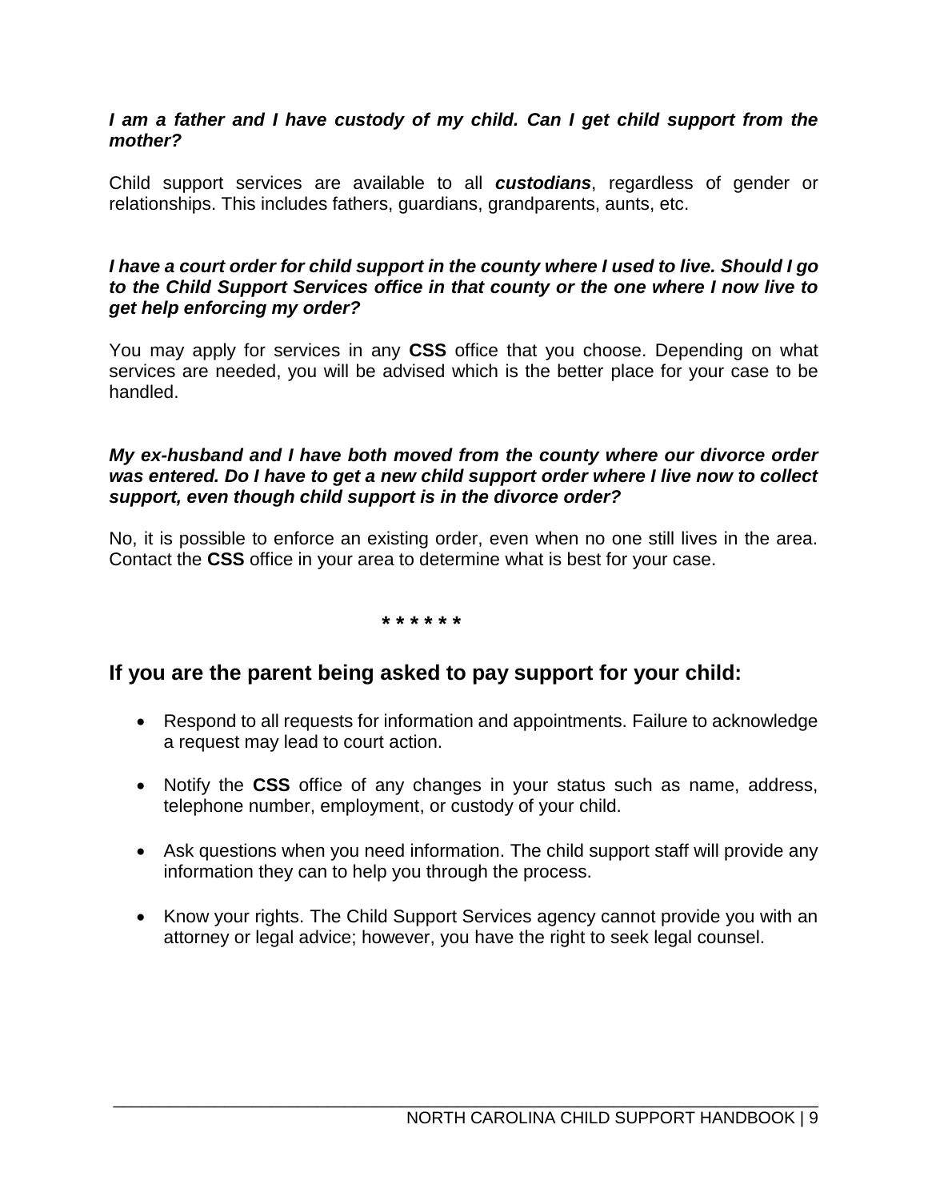***I am a father and I have custody of my child. Can I get child support from the mother?***

Child support services are available to all ***custodians***, regardless of gender or relationships. This includes fathers, guardians, grandparents, aunts, etc.

***I have a court order for child support in the county where I used to live. Should I go to the Child Support Services office in that county or the one where I now live to get help enforcing my order?***

You may apply for services in any **CSS** office that you choose. Depending on what services are needed, you will be advised which is the better place for your case to be handled.

***My ex-husband and I have both moved from the county where our divorce order was entered. Do I have to get a new child support order where I live now to collect support, even though child support is in the divorce order?***

No, it is possible to enforce an existing order, even when no one still lives in the area. Contact the **CSS** office in your area to determine what is best for your case.

**\* \* \* \* \* \***

## If you are the parent being asked to pay support for your child:

- Respond to all requests for information and appointments. Failure to acknowledge a request may lead to court action.
- Notify the **CSS** office of any changes in your status such as name, address, telephone number, employment, or custody of your child.
- Ask questions when you need information. The child support staff will provide any information they can to help you through the process.
- Know your rights. The Child Support Services agency cannot provide you with an attorney or legal advice; however, you have the right to seek legal counsel.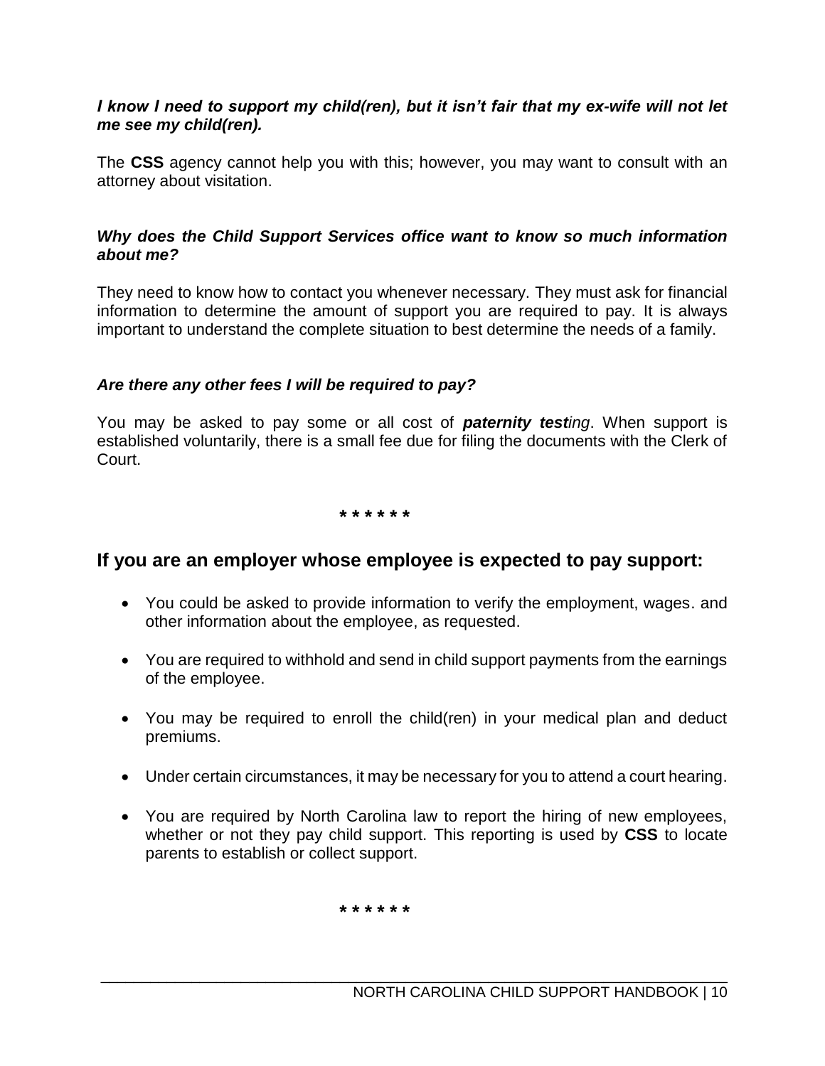***I know I need to support my child(ren), but it isn't fair that my ex-wife will not let me see my child(ren).***

The **CSS** agency cannot help you with this; however, you may want to consult with an attorney about visitation.

***Why does the Child Support Services office want to know so much information about me?***

They need to know how to contact you whenever necessary. They must ask for financial information to determine the amount of support you are required to pay. It is always important to understand the complete situation to best determine the needs of a family.

***Are there any other fees I will be required to pay?***

You may be asked to pay some or all cost of ***paternity test****ing*. When support is established voluntarily, there is a small fee due for filing the documents with the Clerk of Court.

\* \* \* \* \* \*

## If you are an employer whose employee is expected to pay support:

- You could be asked to provide information to verify the employment, wages. and other information about the employee, as requested.
- You are required to withhold and send in child support payments from the earnings of the employee.
- You may be required to enroll the child(ren) in your medical plan and deduct premiums.
- Under certain circumstances, it may be necessary for you to attend a court hearing.
- You are required by North Carolina law to report the hiring of new employees, whether or not they pay child support. This reporting is used by **CSS** to locate parents to establish or collect support.

\* \* \* \* \* \*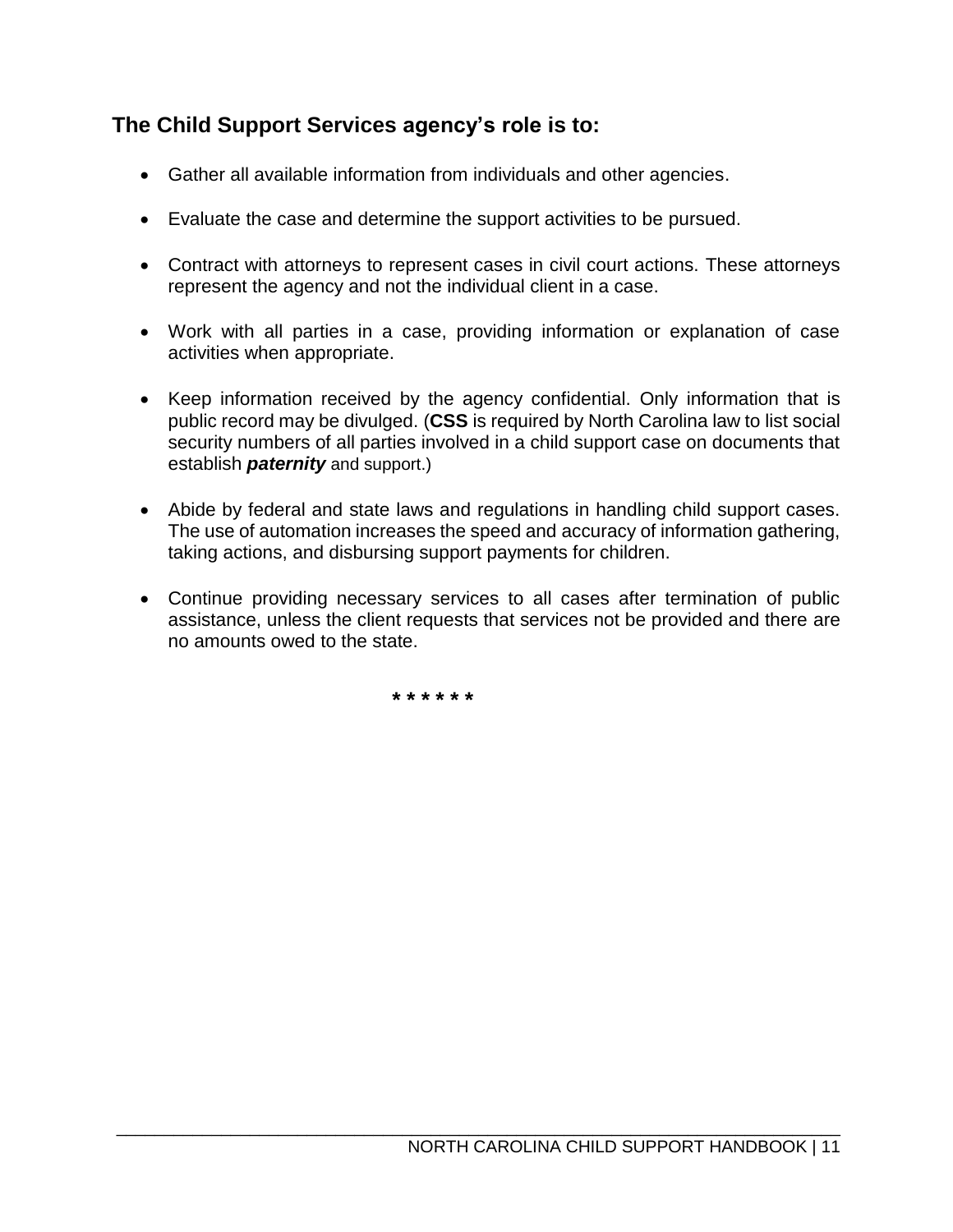## The Child Support Services agency's role is to:

- Gather all available information from individuals and other agencies.
- Evaluate the case and determine the support activities to be pursued.
- Contract with attorneys to represent cases in civil court actions. These attorneys represent the agency and not the individual client in a case.
- Work with all parties in a case, providing information or explanation of case activities when appropriate.
- Keep information received by the agency confidential. Only information that is public record may be divulged. (**CSS** is required by North Carolina law to list social security numbers of all parties involved in a child support case on documents that establish ***paternity*** and support.)
- Abide by federal and state laws and regulations in handling child support cases. The use of automation increases the speed and accuracy of information gathering, taking actions, and disbursing support payments for children.
- Continue providing necessary services to all cases after termination of public assistance, unless the client requests that services not be provided and there are no amounts owed to the state.

\* \* \* \* \* \*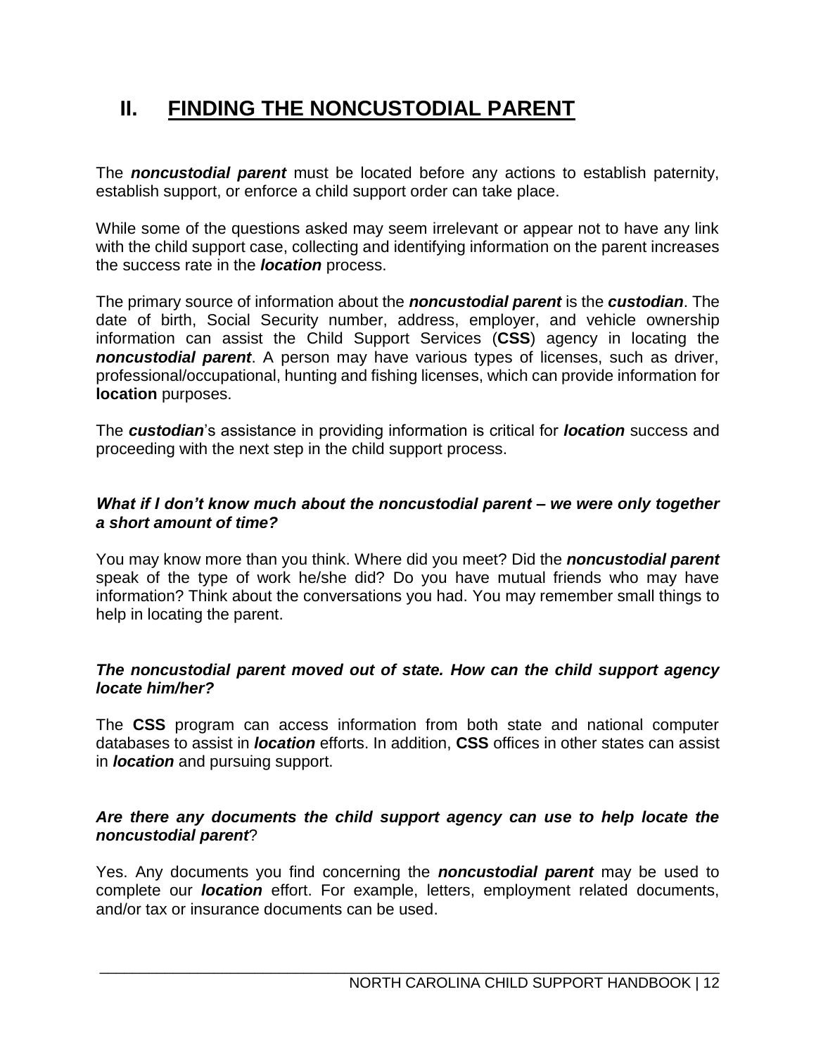## II. FINDING THE NONCUSTODIAL PARENT

The ***noncustodial parent*** must be located before any actions to establish paternity, establish support, or enforce a child support order can take place.

While some of the questions asked may seem irrelevant or appear not to have any link with the child support case, collecting and identifying information on the parent increases the success rate in the ***location*** process.

The primary source of information about the ***noncustodial parent*** is the ***custodian***. The date of birth, Social Security number, address, employer, and vehicle ownership information can assist the Child Support Services (**CSS**) agency in locating the ***noncustodial parent***. A person may have various types of licenses, such as driver, professional/occupational, hunting and fishing licenses, which can provide information for **location** purposes.

The ***custodian***'s assistance in providing information is critical for ***location*** success and proceeding with the next step in the child support process.

***What if I don't know much about the noncustodial parent – we were only together a short amount of time?***

You may know more than you think. Where did you meet? Did the ***noncustodial parent*** speak of the type of work he/she did? Do you have mutual friends who may have information? Think about the conversations you had. You may remember small things to help in locating the parent.

***The noncustodial parent moved out of state. How can the child support agency locate him/her?***

The **CSS** program can access information from both state and national computer databases to assist in ***location*** efforts. In addition, **CSS** offices in other states can assist in ***location*** and pursuing support.

***Are there any documents the child support agency can use to help locate the noncustodial parent?***

Yes. Any documents you find concerning the ***noncustodial parent*** may be used to complete our ***location*** effort. For example, letters, employment related documents, and/or tax or insurance documents can be used.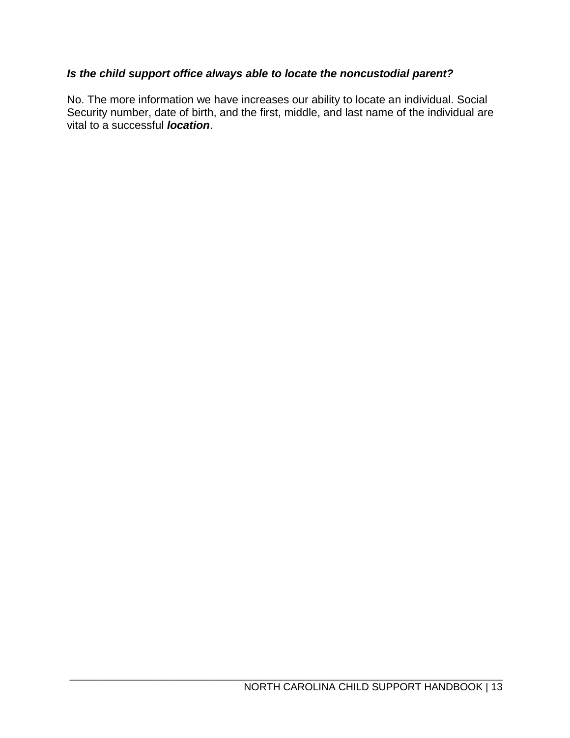***Is the child support office always able to locate the noncustodial parent?***

No. The more information we have increases our ability to locate an individual. Social Security number, date of birth, and the first, middle, and last name of the individual are vital to a successful ***location***.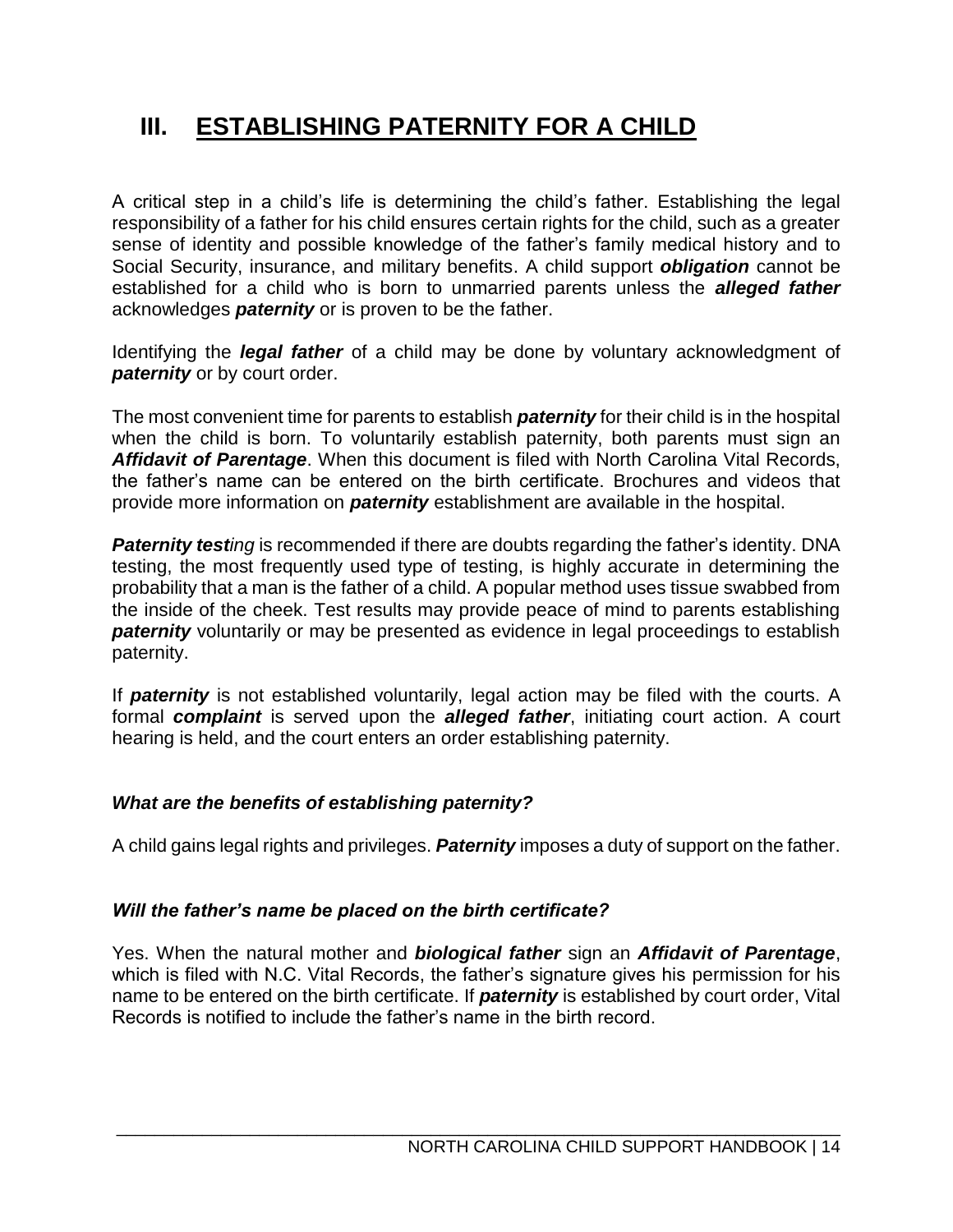# III. ESTABLISHING PATERNITY FOR A CHILD

A critical step in a child's life is determining the child's father. Establishing the legal responsibility of a father for his child ensures certain rights for the child, such as a greater sense of identity and possible knowledge of the father's family medical history and to Social Security, insurance, and military benefits. A child support ***obligation*** cannot be established for a child who is born to unmarried parents unless the ***alleged father*** acknowledges ***paternity*** or is proven to be the father.

Identifying the ***legal father*** of a child may be done by voluntary acknowledgment of ***paternity*** or by court order.

The most convenient time for parents to establish ***paternity*** for their child is in the hospital when the child is born. To voluntarily establish paternity, both parents must sign an ***Affidavit of Parentage***. When this document is filed with North Carolina Vital Records, the father's name can be entered on the birth certificate. Brochures and videos that provide more information on ***paternity*** establishment are available in the hospital.

***Paternity test****ing* is recommended if there are doubts regarding the father's identity. DNA testing, the most frequently used type of testing, is highly accurate in determining the probability that a man is the father of a child. A popular method uses tissue swabbed from the inside of the cheek. Test results may provide peace of mind to parents establishing ***paternity*** voluntarily or may be presented as evidence in legal proceedings to establish paternity.

If ***paternity*** is not established voluntarily, legal action may be filed with the courts. A formal ***complaint*** is served upon the ***alleged father***, initiating court action. A court hearing is held, and the court enters an order establishing paternity.

### *What are the benefits of establishing paternity?*

A child gains legal rights and privileges. ***Paternity*** imposes a duty of support on the father.

### *Will the father's name be placed on the birth certificate?*

Yes. When the natural mother and ***biological father*** sign an ***Affidavit of Parentage***, which is filed with N.C. Vital Records, the father's signature gives his permission for his name to be entered on the birth certificate. If ***paternity*** is established by court order, Vital Records is notified to include the father's name in the birth record.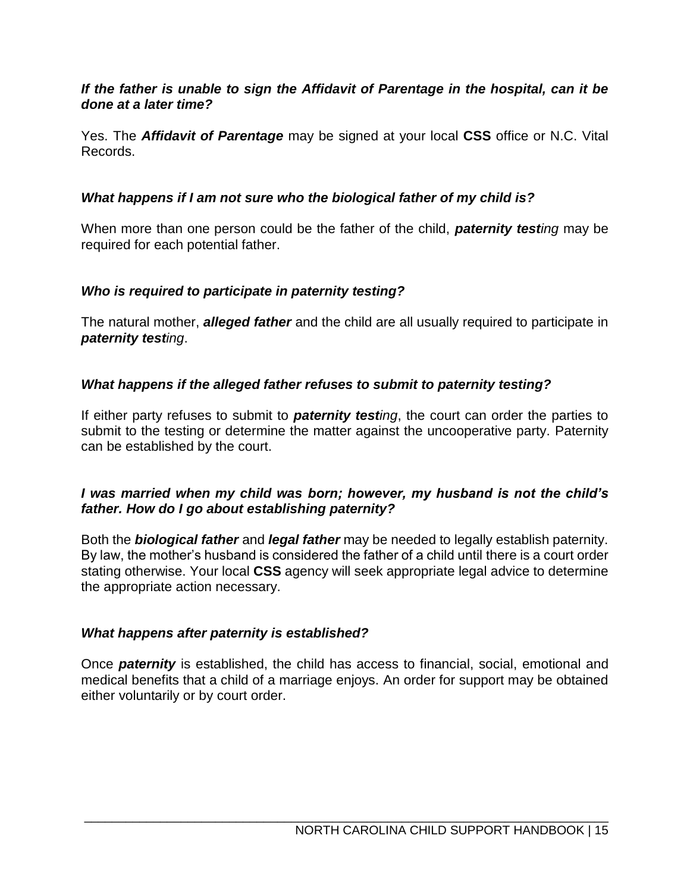***If the father is unable to sign the Affidavit of Parentage in the hospital, can it be done at a later time?***

Yes. The ***Affidavit of Parentage*** may be signed at your local **CSS** office or N.C. Vital Records.

***What happens if I am not sure who the biological father of my child is?***

When more than one person could be the father of the child, ***paternity test****ing* may be required for each potential father.

***Who is required to participate in paternity testing?***

The natural mother, ***alleged father*** and the child are all usually required to participate in ***paternity test****ing*.

***What happens if the alleged father refuses to submit to paternity testing?***

If either party refuses to submit to ***paternity test****ing*, the court can order the parties to submit to the testing or determine the matter against the uncooperative party. Paternity can be established by the court.

***I was married when my child was born; however, my husband is not the child's father. How do I go about establishing paternity?***

Both the ***biological father*** and ***legal father*** may be needed to legally establish paternity. By law, the mother's husband is considered the father of a child until there is a court order stating otherwise. Your local **CSS** agency will seek appropriate legal advice to determine the appropriate action necessary.

***What happens after paternity is established?***

Once ***paternity*** is established, the child has access to financial, social, emotional and medical benefits that a child of a marriage enjoys. An order for support may be obtained either voluntarily or by court order.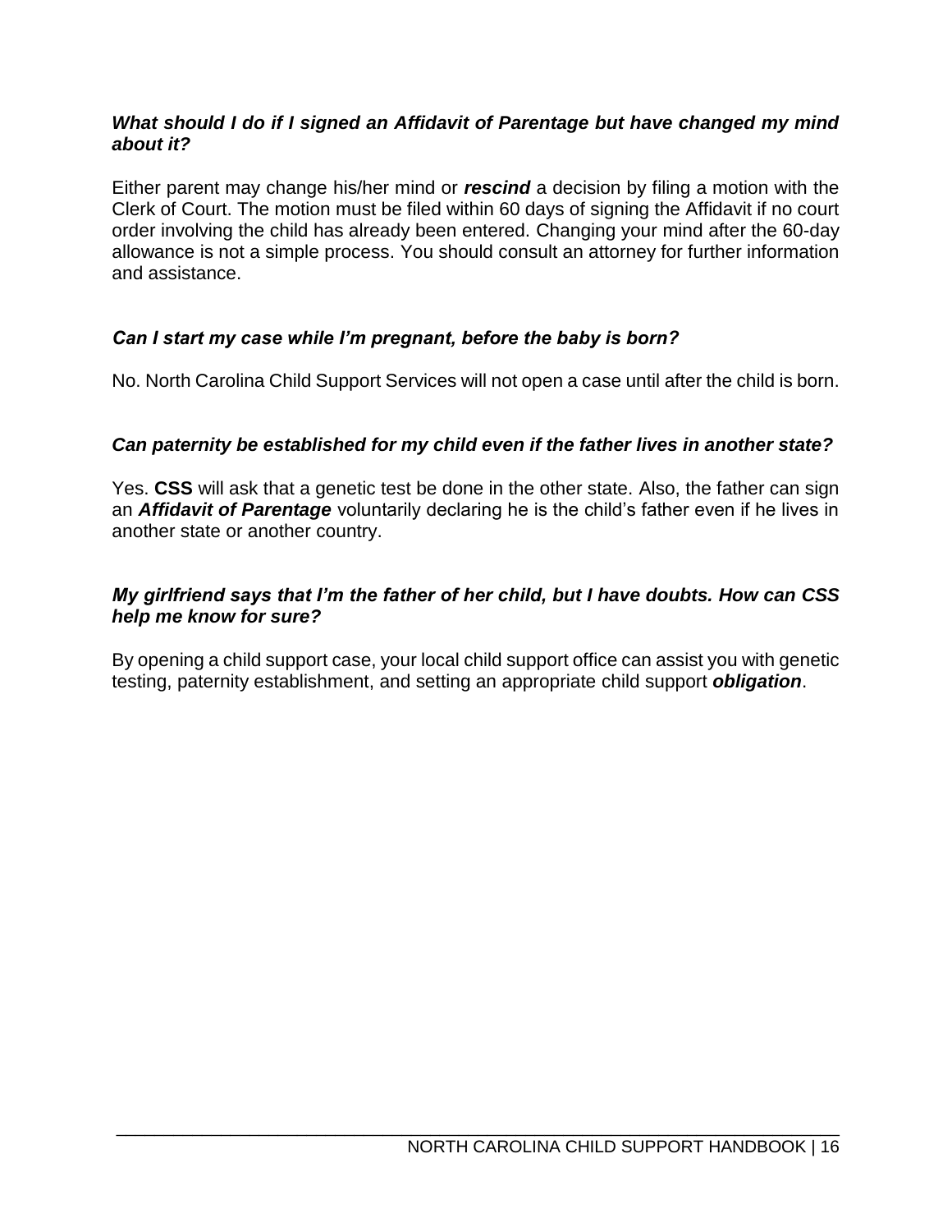***What should I do if I signed an Affidavit of Parentage but have changed my mind about it?***

Either parent may change his/her mind or ***rescind*** a decision by filing a motion with the Clerk of Court. The motion must be filed within 60 days of signing the Affidavit if no court order involving the child has already been entered. Changing your mind after the 60-day allowance is not a simple process. You should consult an attorney for further information and assistance.

***Can I start my case while I'm pregnant, before the baby is born?***

No. North Carolina Child Support Services will not open a case until after the child is born.

***Can paternity be established for my child even if the father lives in another state?***

Yes. **CSS** will ask that a genetic test be done in the other state. Also, the father can sign an ***Affidavit of Parentage*** voluntarily declaring he is the child's father even if he lives in another state or another country.

***My girlfriend says that I'm the father of her child, but I have doubts. How can CSS help me know for sure?***

By opening a child support case, your local child support office can assist you with genetic testing, paternity establishment, and setting an appropriate child support ***obligation***.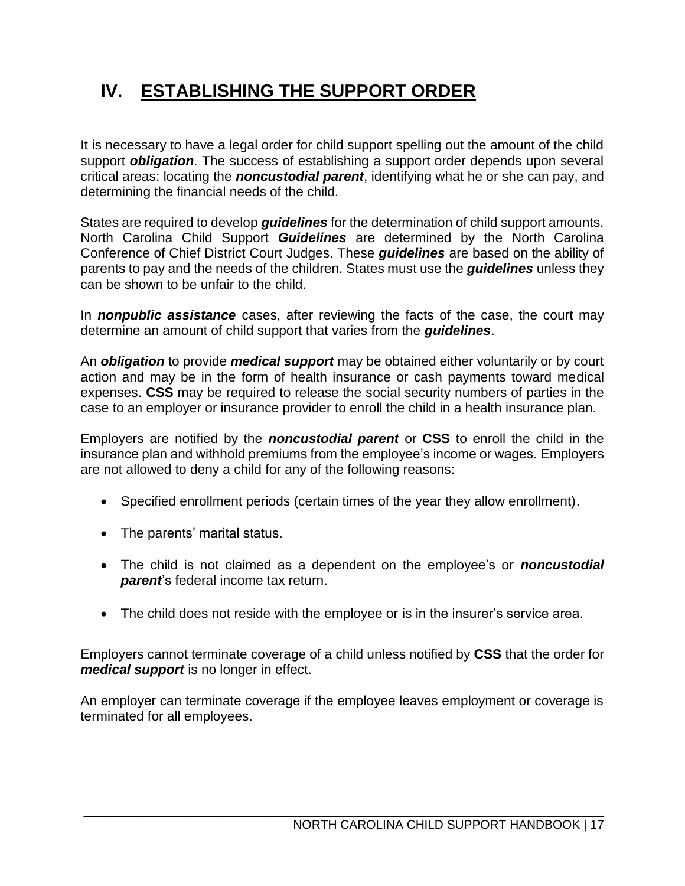# IV. ESTABLISHING THE SUPPORT ORDER

It is necessary to have a legal order for child support spelling out the amount of the child support ***obligation***. The success of establishing a support order depends upon several critical areas: locating the ***noncustodial parent***, identifying what he or she can pay, and determining the financial needs of the child.

States are required to develop ***guidelines*** for the determination of child support amounts. North Carolina Child Support ***Guidelines*** are determined by the North Carolina Conference of Chief District Court Judges. These ***guidelines*** are based on the ability of parents to pay and the needs of the children. States must use the ***guidelines*** unless they can be shown to be unfair to the child.

In ***nonpublic assistance*** cases, after reviewing the facts of the case, the court may determine an amount of child support that varies from the ***guidelines***.

An ***obligation*** to provide ***medical support*** may be obtained either voluntarily or by court action and may be in the form of health insurance or cash payments toward medical expenses. **CSS** may be required to release the social security numbers of parties in the case to an employer or insurance provider to enroll the child in a health insurance plan.

Employers are notified by the ***noncustodial parent*** or **CSS** to enroll the child in the insurance plan and withhold premiums from the employee's income or wages. Employers are not allowed to deny a child for any of the following reasons:

- Specified enrollment periods (certain times of the year they allow enrollment).
- The parents' marital status.
- The child is not claimed as a dependent on the employee's or ***noncustodial parent***'s federal income tax return.
- The child does not reside with the employee or is in the insurer's service area.

Employers cannot terminate coverage of a child unless notified by **CSS** that the order for ***medical support*** is no longer in effect.

An employer can terminate coverage if the employee leaves employment or coverage is terminated for all employees.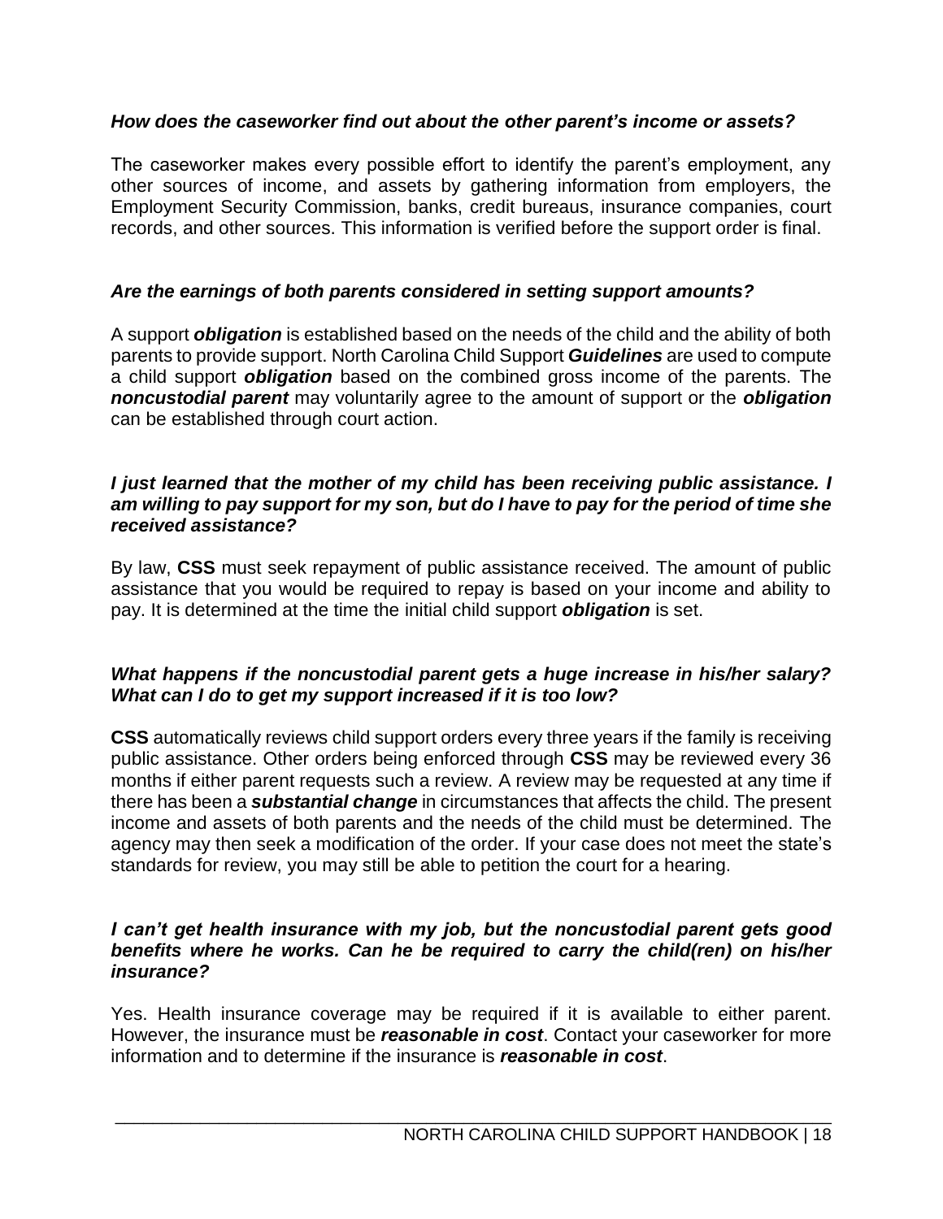### *How does the caseworker find out about the other parent's income or assets?*

The caseworker makes every possible effort to identify the parent's employment, any other sources of income, and assets by gathering information from employers, the Employment Security Commission, banks, credit bureaus, insurance companies, court records, and other sources. This information is verified before the support order is final.

### *Are the earnings of both parents considered in setting support amounts?*

A support ***obligation*** is established based on the needs of the child and the ability of both parents to provide support. North Carolina Child Support ***Guidelines*** are used to compute a child support ***obligation*** based on the combined gross income of the parents. The ***noncustodial parent*** may voluntarily agree to the amount of support or the ***obligation*** can be established through court action.

### *I just learned that the mother of my child has been receiving public assistance. I am willing to pay support for my son, but do I have to pay for the period of time she received assistance?*

By law, **CSS** must seek repayment of public assistance received. The amount of public assistance that you would be required to repay is based on your income and ability to pay. It is determined at the time the initial child support ***obligation*** is set.

### *What happens if the noncustodial parent gets a huge increase in his/her salary? What can I do to get my support increased if it is too low?*

**CSS** automatically reviews child support orders every three years if the family is receiving public assistance. Other orders being enforced through **CSS** may be reviewed every 36 months if either parent requests such a review. A review may be requested at any time if there has been a ***substantial change*** in circumstances that affects the child. The present income and assets of both parents and the needs of the child must be determined. The agency may then seek a modification of the order. If your case does not meet the state's standards for review, you may still be able to petition the court for a hearing.

### *I can't get health insurance with my job, but the noncustodial parent gets good benefits where he works. Can he be required to carry the child(ren) on his/her insurance?*

Yes. Health insurance coverage may be required if it is available to either parent. However, the insurance must be ***reasonable in cost***. Contact your caseworker for more information and to determine if the insurance is ***reasonable in cost***.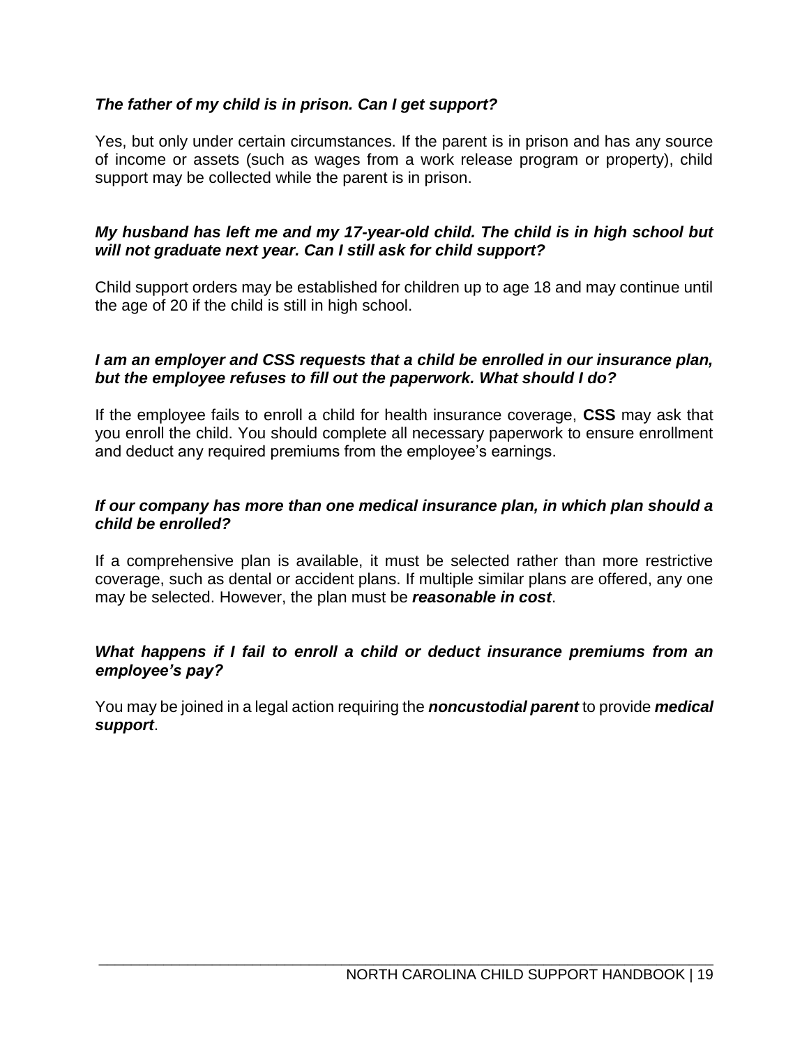***The father of my child is in prison. Can I get support?***

Yes, but only under certain circumstances. If the parent is in prison and has any source of income or assets (such as wages from a work release program or property), child support may be collected while the parent is in prison.

***My husband has left me and my 17-year-old child. The child is in high school but will not graduate next year. Can I still ask for child support?***

Child support orders may be established for children up to age 18 and may continue until the age of 20 if the child is still in high school.

***I am an employer and CSS requests that a child be enrolled in our insurance plan, but the employee refuses to fill out the paperwork. What should I do?***

If the employee fails to enroll a child for health insurance coverage, **CSS** may ask that you enroll the child. You should complete all necessary paperwork to ensure enrollment and deduct any required premiums from the employee's earnings.

***If our company has more than one medical insurance plan, in which plan should a child be enrolled?***

If a comprehensive plan is available, it must be selected rather than more restrictive coverage, such as dental or accident plans. If multiple similar plans are offered, any one may be selected. However, the plan must be ***reasonable in cost***.

***What happens if I fail to enroll a child or deduct insurance premiums from an employee's pay?***

You may be joined in a legal action requiring the ***noncustodial parent*** to provide ***medical support***.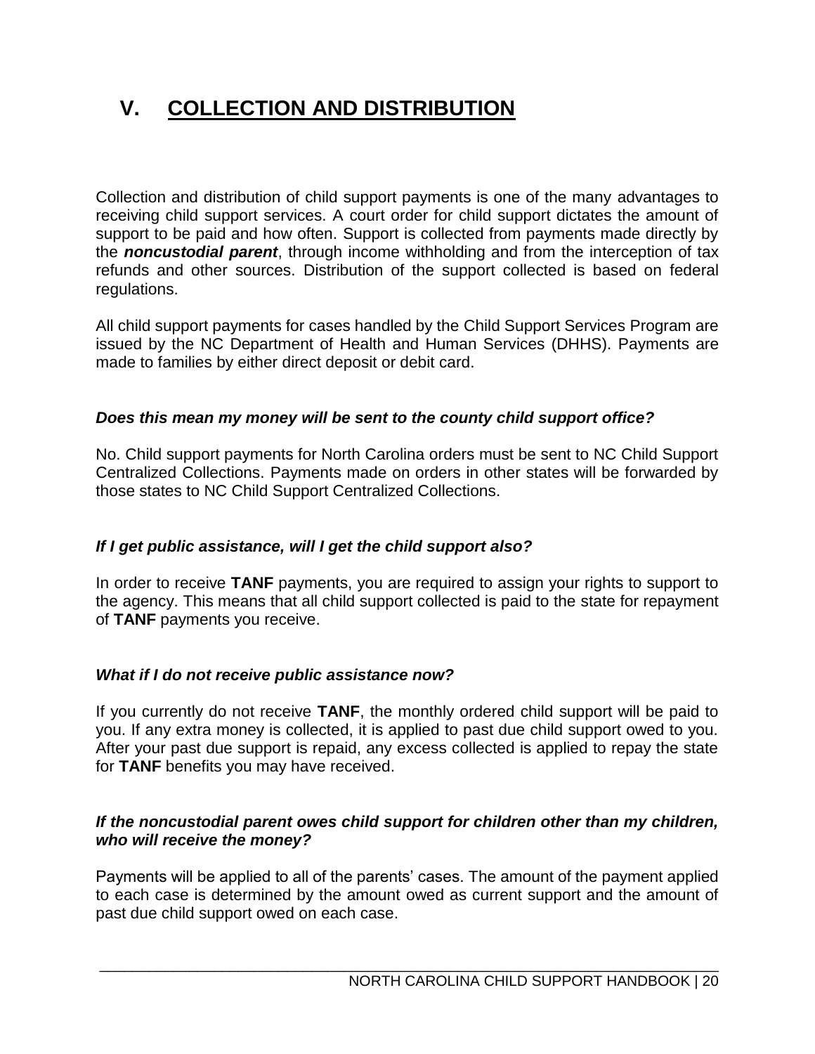# V. COLLECTION AND DISTRIBUTION

Collection and distribution of child support payments is one of the many advantages to receiving child support services. A court order for child support dictates the amount of support to be paid and how often. Support is collected from payments made directly by the ***noncustodial parent***, through income withholding and from the interception of tax refunds and other sources. Distribution of the support collected is based on federal regulations.

All child support payments for cases handled by the Child Support Services Program are issued by the NC Department of Health and Human Services (DHHS). Payments are made to families by either direct deposit or debit card.

***Does this mean my money will be sent to the county child support office?***

No. Child support payments for North Carolina orders must be sent to NC Child Support Centralized Collections. Payments made on orders in other states will be forwarded by those states to NC Child Support Centralized Collections.

***If I get public assistance, will I get the child support also?***

In order to receive **TANF** payments, you are required to assign your rights to support to the agency. This means that all child support collected is paid to the state for repayment of **TANF** payments you receive.

***What if I do not receive public assistance now?***

If you currently do not receive **TANF**, the monthly ordered child support will be paid to you. If any extra money is collected, it is applied to past due child support owed to you. After your past due support is repaid, any excess collected is applied to repay the state for **TANF** benefits you may have received.

***If the noncustodial parent owes child support for children other than my children, who will receive the money?***

Payments will be applied to all of the parents' cases. The amount of the payment applied to each case is determined by the amount owed as current support and the amount of past due child support owed on each case.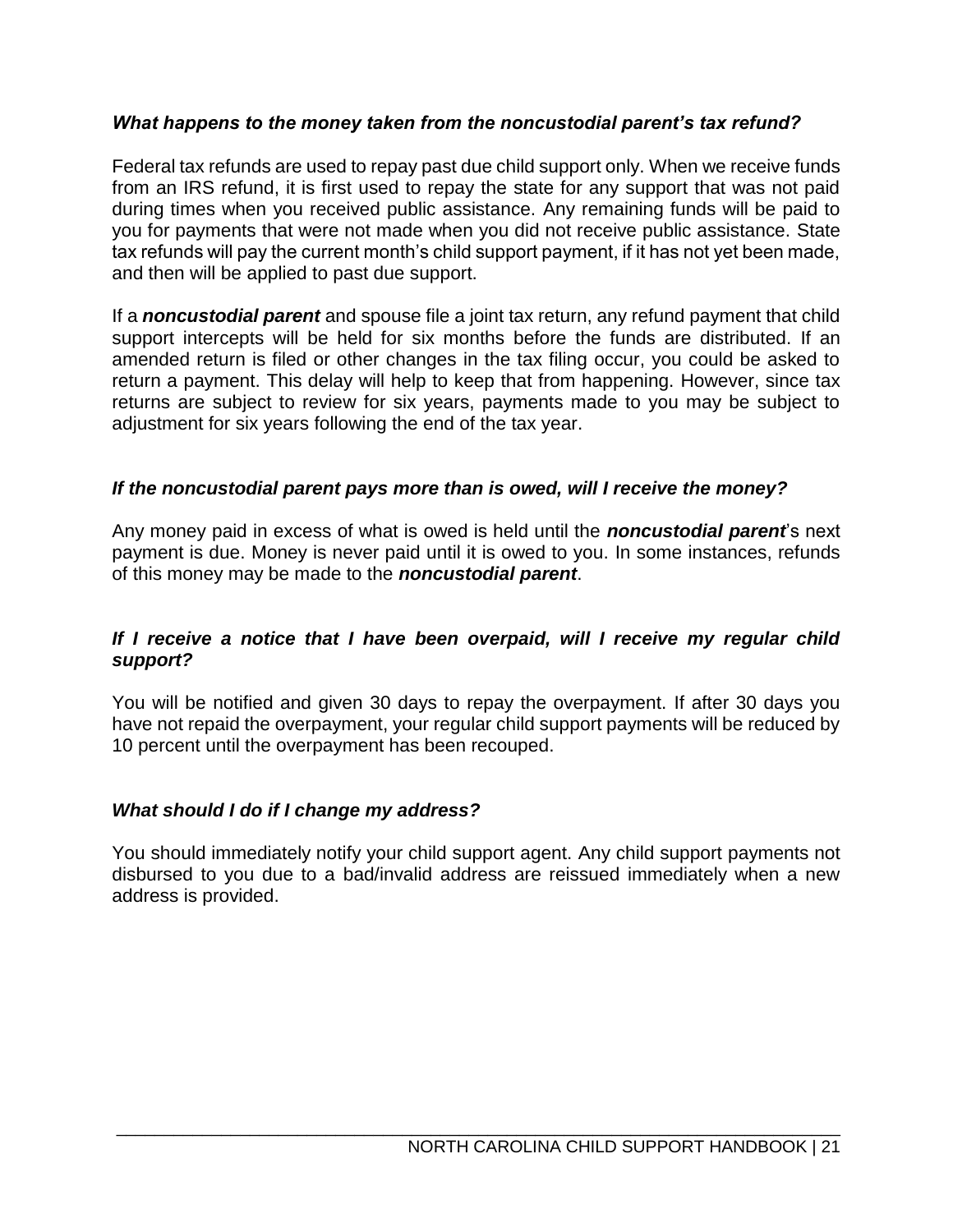### *What happens to the money taken from the noncustodial parent's tax refund?*

Federal tax refunds are used to repay past due child support only. When we receive funds from an IRS refund, it is first used to repay the state for any support that was not paid during times when you received public assistance. Any remaining funds will be paid to you for payments that were not made when you did not receive public assistance. State tax refunds will pay the current month's child support payment, if it has not yet been made, and then will be applied to past due support.

If a ***noncustodial parent*** and spouse file a joint tax return, any refund payment that child support intercepts will be held for six months before the funds are distributed. If an amended return is filed or other changes in the tax filing occur, you could be asked to return a payment. This delay will help to keep that from happening. However, since tax returns are subject to review for six years, payments made to you may be subject to adjustment for six years following the end of the tax year.

### *If the noncustodial parent pays more than is owed, will I receive the money?*

Any money paid in excess of what is owed is held until the ***noncustodial parent***'s next payment is due. Money is never paid until it is owed to you. In some instances, refunds of this money may be made to the ***noncustodial parent***.

### *If I receive a notice that I have been overpaid, will I receive my regular child support?*

You will be notified and given 30 days to repay the overpayment. If after 30 days you have not repaid the overpayment, your regular child support payments will be reduced by 10 percent until the overpayment has been recouped.

### *What should I do if I change my address?*

You should immediately notify your child support agent. Any child support payments not disbursed to you due to a bad/invalid address are reissued immediately when a new address is provided.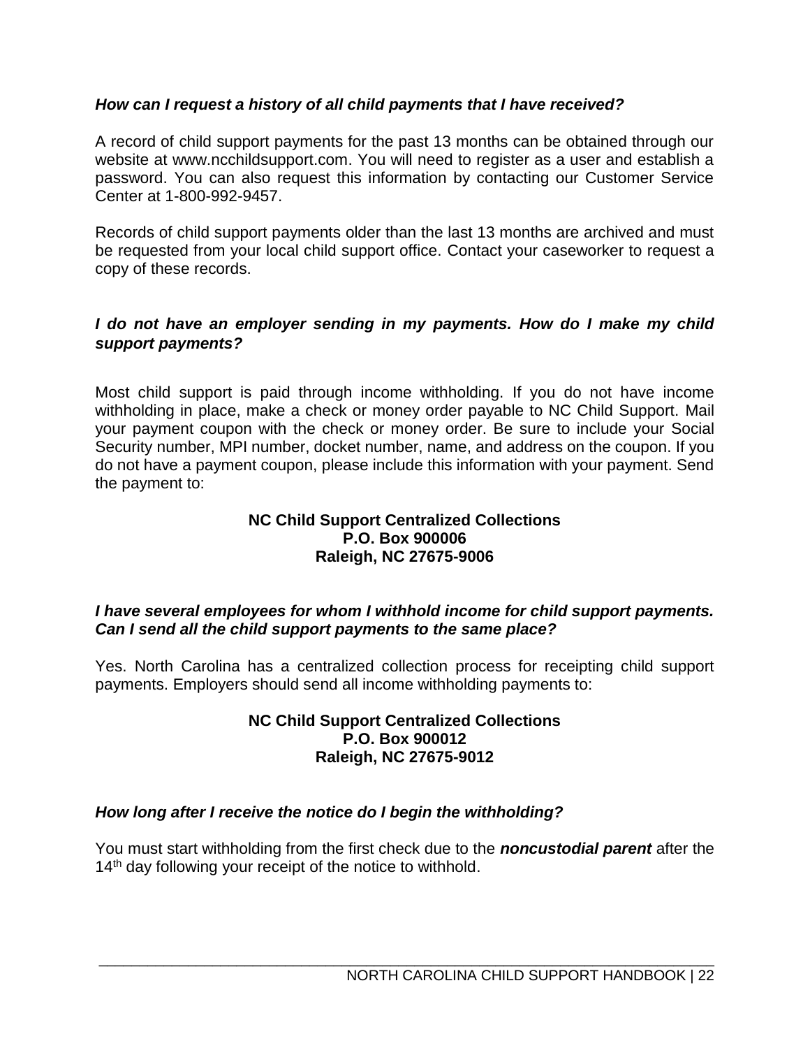***How can I request a history of all child payments that I have received?***

A record of child support payments for the past 13 months can be obtained through our website at www.ncchildsupport.com. You will need to register as a user and establish a password. You can also request this information by contacting our Customer Service Center at 1-800-992-9457.

Records of child support payments older than the last 13 months are archived and must be requested from your local child support office. Contact your caseworker to request a copy of these records.

***I do not have an employer sending in my payments. How do I make my child support payments?***

Most child support is paid through income withholding. If you do not have income withholding in place, make a check or money order payable to NC Child Support. Mail your payment coupon with the check or money order. Be sure to include your Social Security number, MPI number, docket number, name, and address on the coupon. If you do not have a payment coupon, please include this information with your payment. Send the payment to:

**NC Child Support Centralized Collections**
**P.O. Box 900006**
**Raleigh, NC 27675-9006**

***I have several employees for whom I withhold income for child support payments. Can I send all the child support payments to the same place?***

Yes. North Carolina has a centralized collection process for receipting child support payments. Employers should send all income withholding payments to:

**NC Child Support Centralized Collections**
**P.O. Box 900012**
**Raleigh, NC 27675-9012**

***How long after I receive the notice do I begin the withholding?***

You must start withholding from the first check due to the ***noncustodial parent*** after the 14th day following your receipt of the notice to withhold.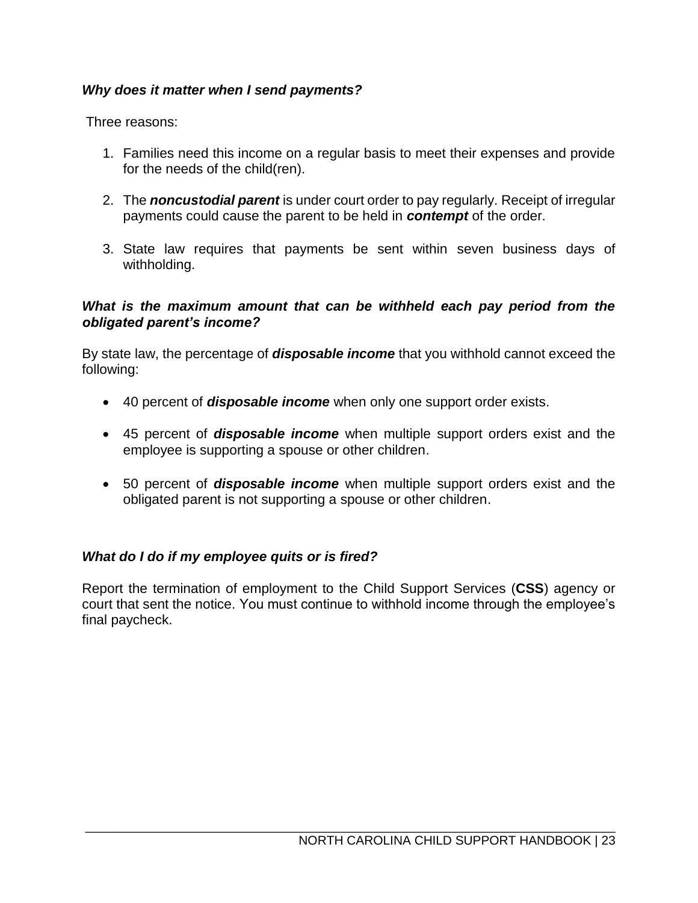***Why does it matter when I send payments?***

Three reasons:

1. Families need this income on a regular basis to meet their expenses and provide for the needs of the child(ren).

2. The ***noncustodial parent*** is under court order to pay regularly. Receipt of irregular payments could cause the parent to be held in ***contempt*** of the order.

3. State law requires that payments be sent within seven business days of withholding.

***What is the maximum amount that can be withheld each pay period from the obligated parent's income?***

By state law, the percentage of ***disposable income*** that you withhold cannot exceed the following:

- 40 percent of ***disposable income*** when only one support order exists.

- 45 percent of ***disposable income*** when multiple support orders exist and the employee is supporting a spouse or other children.

- 50 percent of ***disposable income*** when multiple support orders exist and the obligated parent is not supporting a spouse or other children.

***What do I do if my employee quits or is fired?***

Report the termination of employment to the Child Support Services (**CSS**) agency or court that sent the notice. You must continue to withhold income through the employee's final paycheck.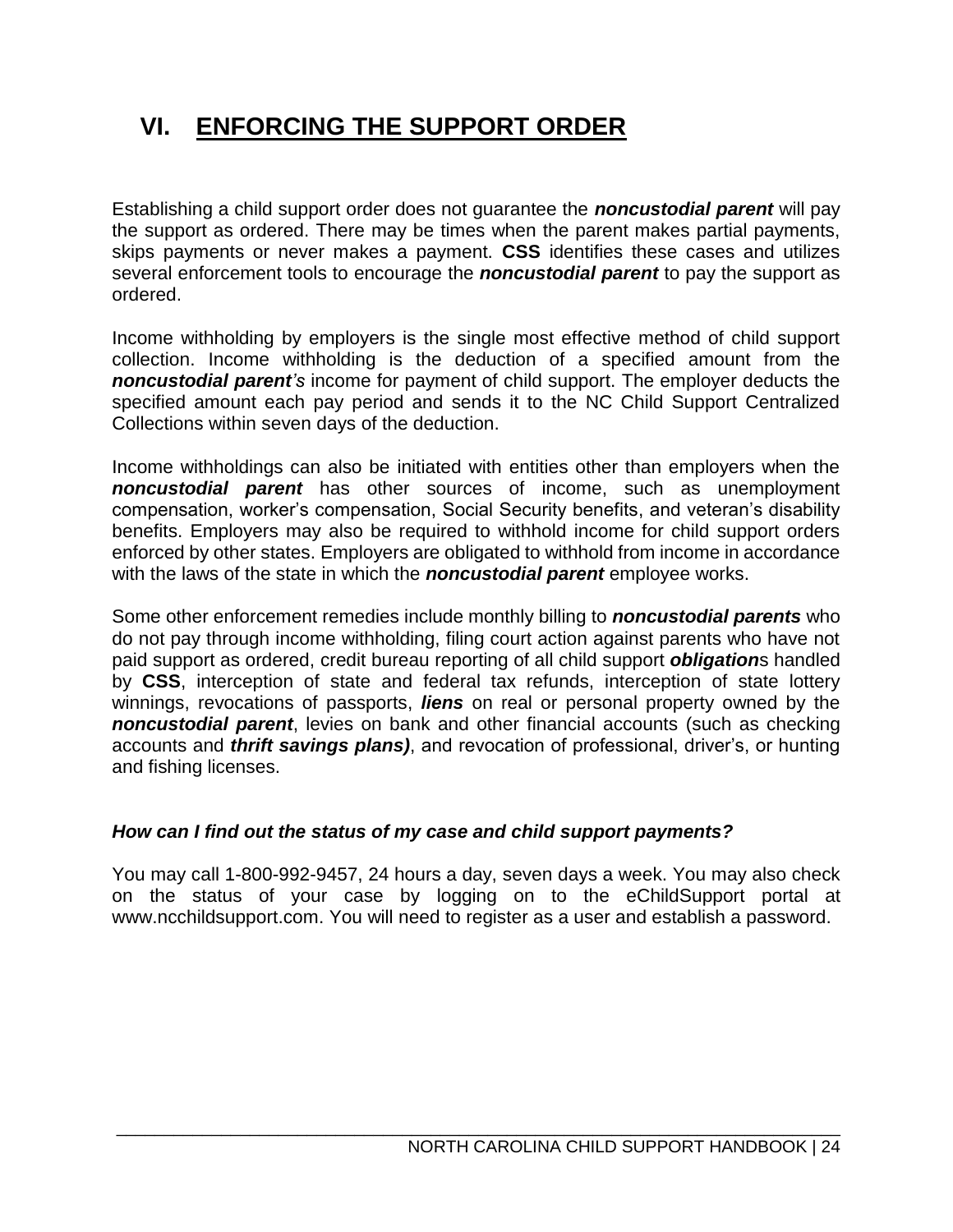# VI. ENFORCING THE SUPPORT ORDER

Establishing a child support order does not guarantee the ***noncustodial parent*** will pay the support as ordered. There may be times when the parent makes partial payments, skips payments or never makes a payment. **CSS** identifies these cases and utilizes several enforcement tools to encourage the ***noncustodial parent*** to pay the support as ordered.

Income withholding by employers is the single most effective method of child support collection. Income withholding is the deduction of a specified amount from the ***noncustodial parent****'s* income for payment of child support. The employer deducts the specified amount each pay period and sends it to the NC Child Support Centralized Collections within seven days of the deduction.

Income withholdings can also be initiated with entities other than employers when the ***noncustodial parent*** has other sources of income, such as unemployment compensation, worker's compensation, Social Security benefits, and veteran's disability benefits. Employers may also be required to withhold income for child support orders enforced by other states. Employers are obligated to withhold from income in accordance with the laws of the state in which the ***noncustodial parent*** employee works.

Some other enforcement remedies include monthly billing to ***noncustodial parents*** who do not pay through income withholding, filing court action against parents who have not paid support as ordered, credit bureau reporting of all child support ***obligation***s handled by **CSS**, interception of state and federal tax refunds, interception of state lottery winnings, revocations of passports, ***liens*** on real or personal property owned by the ***noncustodial parent***, levies on bank and other financial accounts (such as checking accounts and ***thrift savings plans)***, and revocation of professional, driver's, or hunting and fishing licenses.

***How can I find out the status of my case and child support payments?***

You may call 1-800-992-9457, 24 hours a day, seven days a week. You may also check on the status of your case by logging on to the eChildSupport portal at www.ncchildsupport.com. You will need to register as a user and establish a password.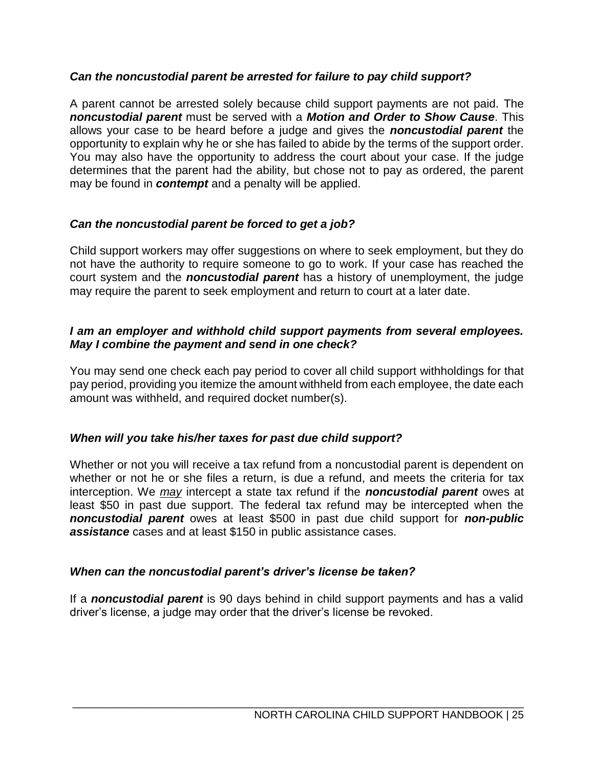### *Can the noncustodial parent be arrested for failure to pay child support?*

A parent cannot be arrested solely because child support payments are not paid. The ***noncustodial parent*** must be served with a ***Motion and Order to Show Cause***. This allows your case to be heard before a judge and gives the ***noncustodial parent*** the opportunity to explain why he or she has failed to abide by the terms of the support order. You may also have the opportunity to address the court about your case. If the judge determines that the parent had the ability, but chose not to pay as ordered, the parent may be found in ***contempt*** and a penalty will be applied.

### *Can the noncustodial parent be forced to get a job?*

Child support workers may offer suggestions on where to seek employment, but they do not have the authority to require someone to go to work. If your case has reached the court system and the ***noncustodial parent*** has a history of unemployment, the judge may require the parent to seek employment and return to court at a later date.

### *I am an employer and withhold child support payments from several employees. May I combine the payment and send in one check?*

You may send one check each pay period to cover all child support withholdings for that pay period, providing you itemize the amount withheld from each employee, the date each amount was withheld, and required docket number(s).

### *When will you take his/her taxes for past due child support?*

Whether or not you will receive a tax refund from a noncustodial parent is dependent on whether or not he or she files a return, is due a refund, and meets the criteria for tax interception. We <u>*may*</u> intercept a state tax refund if the ***noncustodial parent*** owes at least $50 in past due support. The federal tax refund may be intercepted when the ***noncustodial parent*** owes at least $500 in past due child support for ***non-public assistance*** cases and at least $150 in public assistance cases.

### *When can the noncustodial parent's driver's license be taken?*

If a ***noncustodial parent*** is 90 days behind in child support payments and has a valid driver's license, a judge may order that the driver's license be revoked.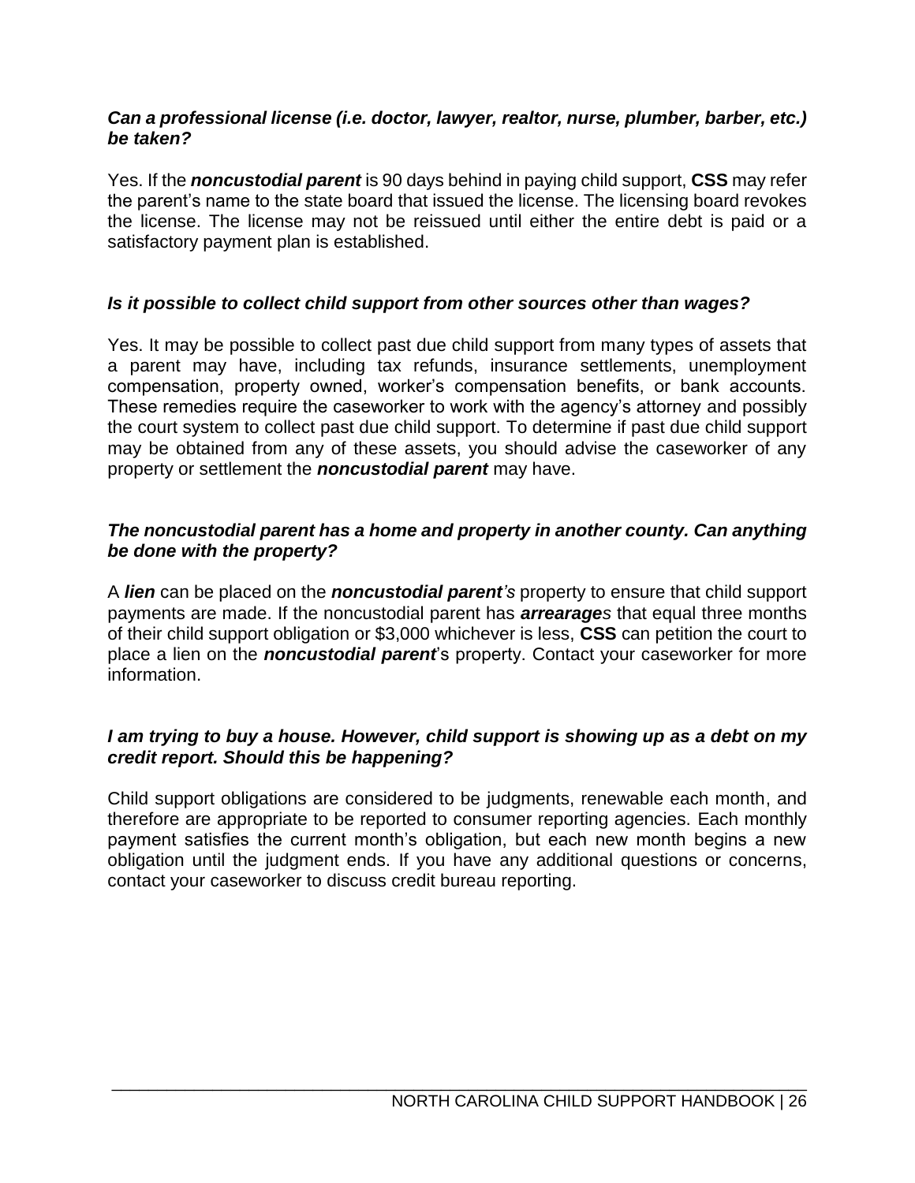***Can a professional license (i.e. doctor, lawyer, realtor, nurse, plumber, barber, etc.) be taken?***

Yes. If the ***noncustodial parent*** is 90 days behind in paying child support, **CSS** may refer the parent's name to the state board that issued the license. The licensing board revokes the license. The license may not be reissued until either the entire debt is paid or a satisfactory payment plan is established.

***Is it possible to collect child support from other sources other than wages?***

Yes. It may be possible to collect past due child support from many types of assets that a parent may have, including tax refunds, insurance settlements, unemployment compensation, property owned, worker's compensation benefits, or bank accounts. These remedies require the caseworker to work with the agency's attorney and possibly the court system to collect past due child support. To determine if past due child support may be obtained from any of these assets, you should advise the caseworker of any property or settlement the ***noncustodial parent*** may have.

***The noncustodial parent has a home and property in another county. Can anything be done with the property?***

A ***lien*** can be placed on the ***noncustodial parent's*** property to ensure that child support payments are made. If the noncustodial parent has ***arrearages*** that equal three months of their child support obligation or $3,000 whichever is less, **CSS** can petition the court to place a lien on the ***noncustodial parent***'s property. Contact your caseworker for more information.

***I am trying to buy a house. However, child support is showing up as a debt on my credit report. Should this be happening?***

Child support obligations are considered to be judgments, renewable each month, and therefore are appropriate to be reported to consumer reporting agencies. Each monthly payment satisfies the current month's obligation, but each new month begins a new obligation until the judgment ends. If you have any additional questions or concerns, contact your caseworker to discuss credit bureau reporting.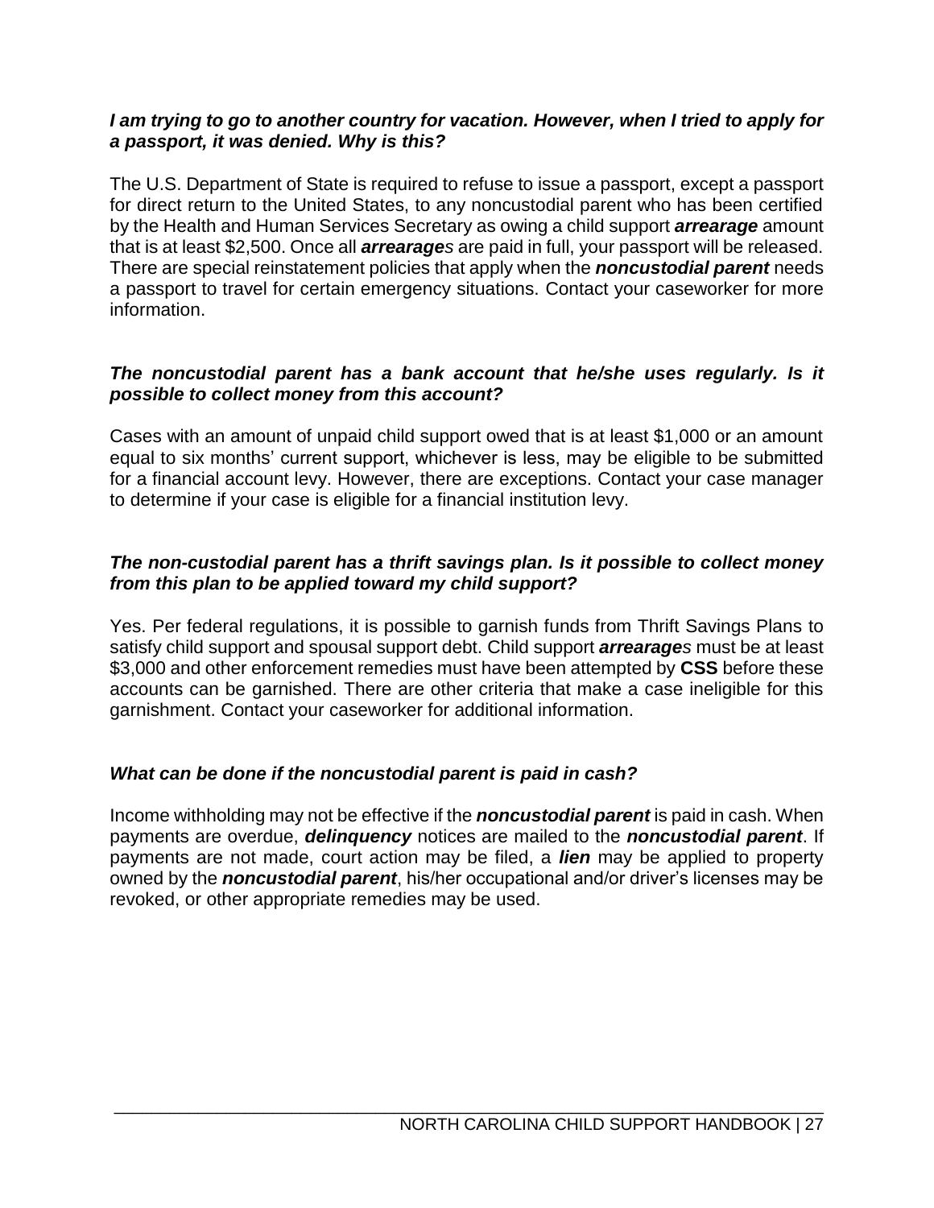***I am trying to go to another country for vacation. However, when I tried to apply for a passport, it was denied. Why is this?***

The U.S. Department of State is required to refuse to issue a passport, except a passport for direct return to the United States, to any noncustodial parent who has been certified by the Health and Human Services Secretary as owing a child support ***arrearage*** amount that is at least $2,500. Once all ***arrearage****s* are paid in full, your passport will be released. There are special reinstatement policies that apply when the ***noncustodial parent*** needs a passport to travel for certain emergency situations. Contact your caseworker for more information.

***The noncustodial parent has a bank account that he/she uses regularly. Is it possible to collect money from this account?***

Cases with an amount of unpaid child support owed that is at least $1,000 or an amount equal to six months' current support, whichever is less, may be eligible to be submitted for a financial account levy. However, there are exceptions. Contact your case manager to determine if your case is eligible for a financial institution levy.

***The non-custodial parent has a thrift savings plan. Is it possible to collect money from this plan to be applied toward my child support?***

Yes. Per federal regulations, it is possible to garnish funds from Thrift Savings Plans to satisfy child support and spousal support debt. Child support ***arrearage****s* must be at least $3,000 and other enforcement remedies must have been attempted by **CSS** before these accounts can be garnished. There are other criteria that make a case ineligible for this garnishment. Contact your caseworker for additional information.

***What can be done if the noncustodial parent is paid in cash?***

Income withholding may not be effective if the ***noncustodial parent*** is paid in cash. When payments are overdue, ***delinquency*** notices are mailed to the ***noncustodial parent***. If payments are not made, court action may be filed, a ***lien*** may be applied to property owned by the ***noncustodial parent***, his/her occupational and/or driver's licenses may be revoked, or other appropriate remedies may be used.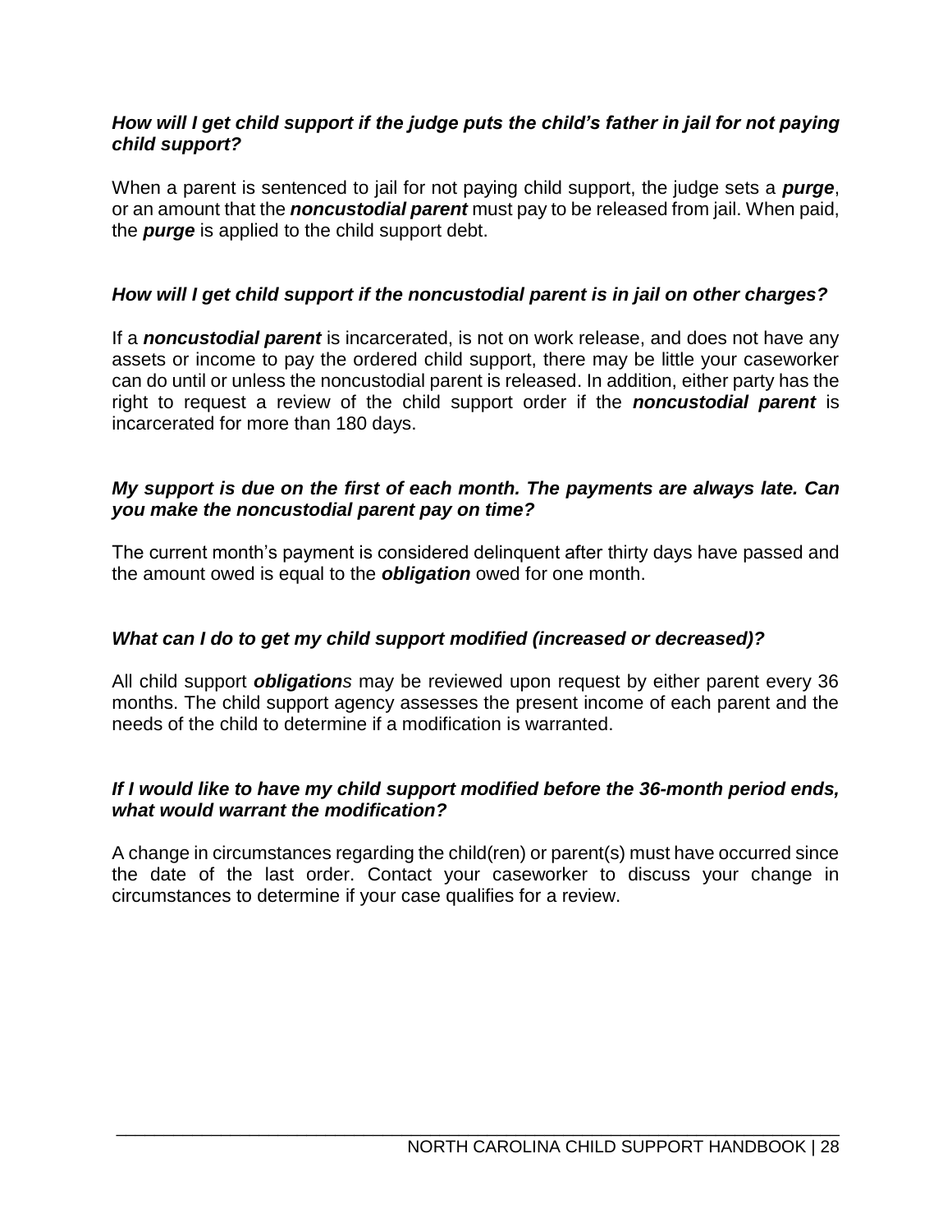***How will I get child support if the judge puts the child's father in jail for not paying child support?***

When a parent is sentenced to jail for not paying child support, the judge sets a ***purge***, or an amount that the ***noncustodial parent*** must pay to be released from jail. When paid, the ***purge*** is applied to the child support debt.

***How will I get child support if the noncustodial parent is in jail on other charges?***

If a ***noncustodial parent*** is incarcerated, is not on work release, and does not have any assets or income to pay the ordered child support, there may be little your caseworker can do until or unless the noncustodial parent is released. In addition, either party has the right to request a review of the child support order if the ***noncustodial parent*** is incarcerated for more than 180 days.

***My support is due on the first of each month. The payments are always late. Can you make the noncustodial parent pay on time?***

The current month's payment is considered delinquent after thirty days have passed and the amount owed is equal to the ***obligation*** owed for one month.

***What can I do to get my child support modified (increased or decreased)?***

All child support ***obligations*** may be reviewed upon request by either parent every 36 months. The child support agency assesses the present income of each parent and the needs of the child to determine if a modification is warranted.

***If I would like to have my child support modified before the 36-month period ends, what would warrant the modification?***

A change in circumstances regarding the child(ren) or parent(s) must have occurred since the date of the last order. Contact your caseworker to discuss your change in circumstances to determine if your case qualifies for a review.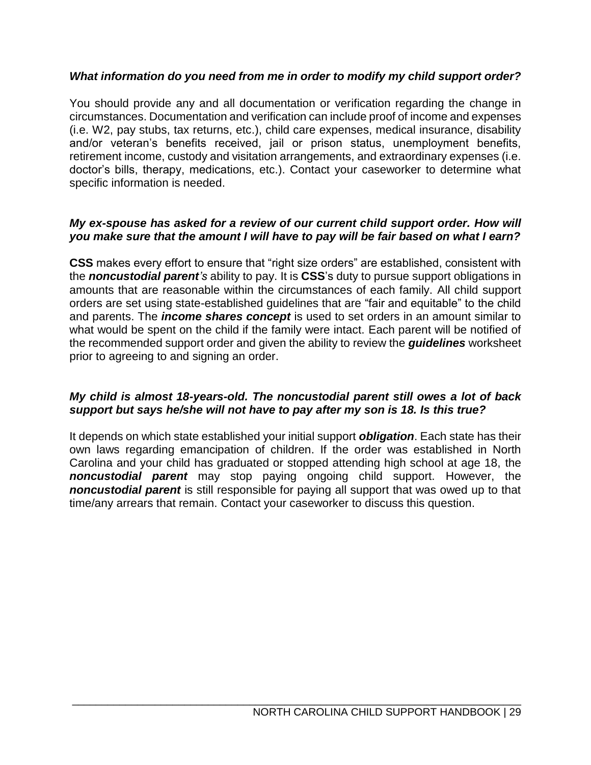***What information do you need from me in order to modify my child support order?***

You should provide any and all documentation or verification regarding the change in circumstances. Documentation and verification can include proof of income and expenses (i.e. W2, pay stubs, tax returns, etc.), child care expenses, medical insurance, disability and/or veteran's benefits received, jail or prison status, unemployment benefits, retirement income, custody and visitation arrangements, and extraordinary expenses (i.e. doctor's bills, therapy, medications, etc.). Contact your caseworker to determine what specific information is needed.

***My ex-spouse has asked for a review of our current child support order. How will you make sure that the amount I will have to pay will be fair based on what I earn?***

**CSS** makes every effort to ensure that "right size orders" are established, consistent with the ***noncustodial parent's*** ability to pay. It is **CSS**'s duty to pursue support obligations in amounts that are reasonable within the circumstances of each family. All child support orders are set using state-established guidelines that are "fair and equitable" to the child and parents. The ***income shares concept*** is used to set orders in an amount similar to what would be spent on the child if the family were intact. Each parent will be notified of the recommended support order and given the ability to review the ***guidelines*** worksheet prior to agreeing to and signing an order.

***My child is almost 18-years-old. The noncustodial parent still owes a lot of back support but says he/she will not have to pay after my son is 18. Is this true?***

It depends on which state established your initial support ***obligation***. Each state has their own laws regarding emancipation of children. If the order was established in North Carolina and your child has graduated or stopped attending high school at age 18, the ***noncustodial parent*** may stop paying ongoing child support. However, the ***noncustodial parent*** is still responsible for paying all support that was owed up to that time/any arrears that remain. Contact your caseworker to discuss this question.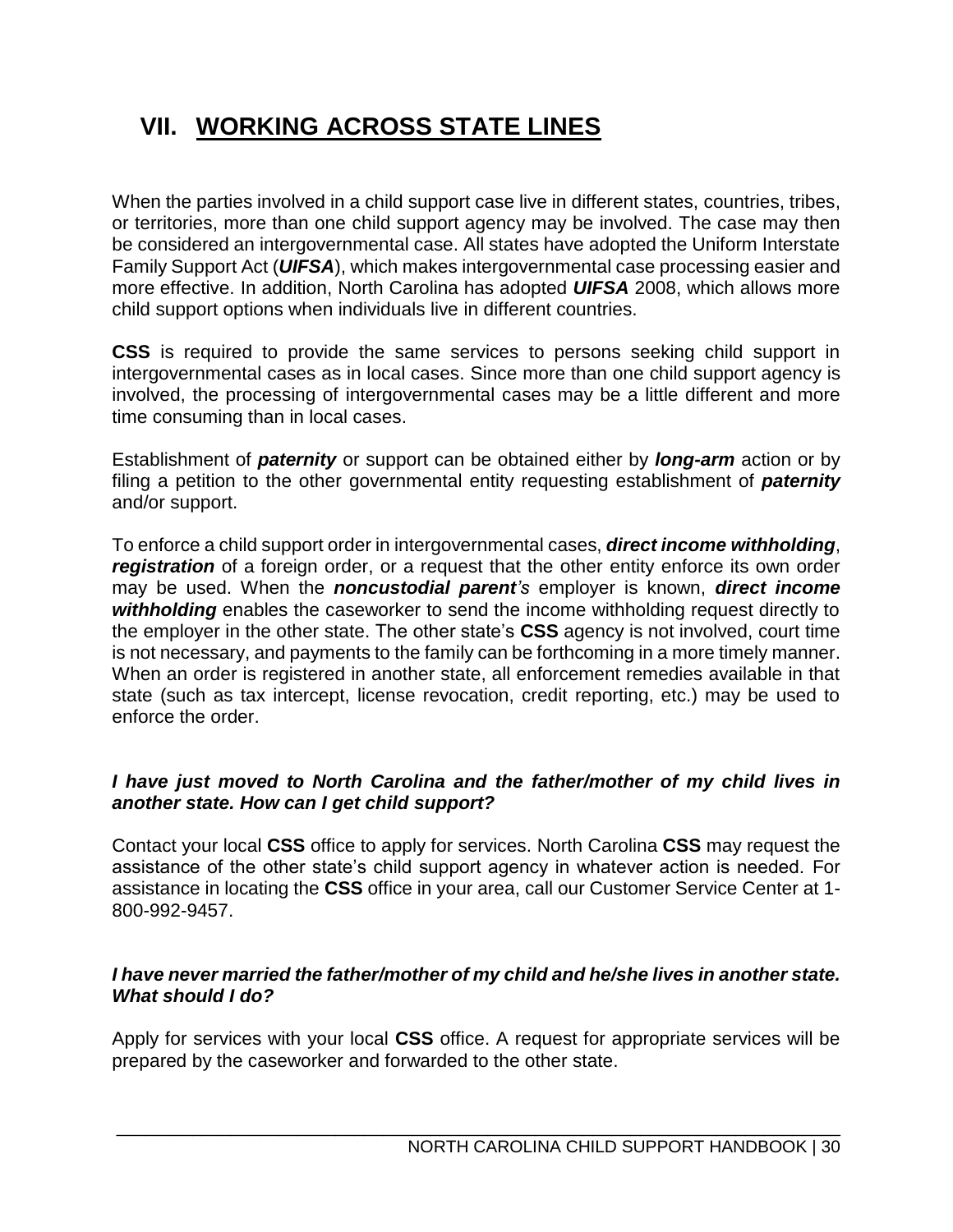# VII. WORKING ACROSS STATE LINES

When the parties involved in a child support case live in different states, countries, tribes, or territories, more than one child support agency may be involved. The case may then be considered an intergovernmental case. All states have adopted the Uniform Interstate Family Support Act (***UIFSA***), which makes intergovernmental case processing easier and more effective. In addition, North Carolina has adopted ***UIFSA*** 2008, which allows more child support options when individuals live in different countries.

**CSS** is required to provide the same services to persons seeking child support in intergovernmental cases as in local cases. Since more than one child support agency is involved, the processing of intergovernmental cases may be a little different and more time consuming than in local cases.

Establishment of ***paternity*** or support can be obtained either by ***long-arm*** action or by filing a petition to the other governmental entity requesting establishment of ***paternity*** and/or support.

To enforce a child support order in intergovernmental cases, ***direct income withholding***, ***registration*** of a foreign order, or a request that the other entity enforce its own order may be used. When the ***noncustodial parent's*** employer is known, ***direct income withholding*** enables the caseworker to send the income withholding request directly to the employer in the other state. The other state's **CSS** agency is not involved, court time is not necessary, and payments to the family can be forthcoming in a more timely manner. When an order is registered in another state, all enforcement remedies available in that state (such as tax intercept, license revocation, credit reporting, etc.) may be used to enforce the order.

***I have just moved to North Carolina and the father/mother of my child lives in another state. How can I get child support?***

Contact your local **CSS** office to apply for services. North Carolina **CSS** may request the assistance of the other state's child support agency in whatever action is needed. For assistance in locating the **CSS** office in your area, call our Customer Service Center at 1-800-992-9457.

***I have never married the father/mother of my child and he/she lives in another state. What should I do?***

Apply for services with your local **CSS** office. A request for appropriate services will be prepared by the caseworker and forwarded to the other state.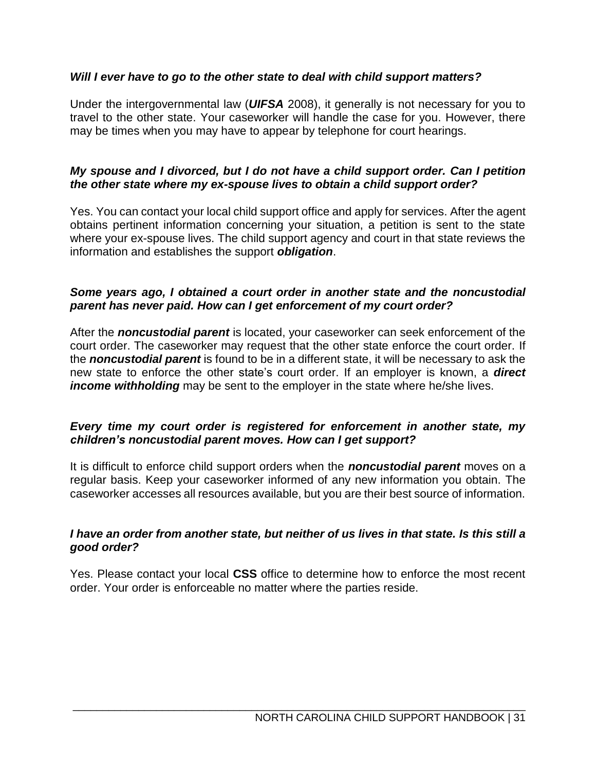***Will I ever have to go to the other state to deal with child support matters?***

Under the intergovernmental law (***UIFSA*** 2008), it generally is not necessary for you to travel to the other state. Your caseworker will handle the case for you. However, there may be times when you may have to appear by telephone for court hearings.

***My spouse and I divorced, but I do not have a child support order. Can I petition the other state where my ex-spouse lives to obtain a child support order?***

Yes. You can contact your local child support office and apply for services. After the agent obtains pertinent information concerning your situation, a petition is sent to the state where your ex-spouse lives. The child support agency and court in that state reviews the information and establishes the support ***obligation***.

***Some years ago, I obtained a court order in another state and the noncustodial parent has never paid. How can I get enforcement of my court order?***

After the ***noncustodial parent*** is located, your caseworker can seek enforcement of the court order. The caseworker may request that the other state enforce the court order. If the ***noncustodial parent*** is found to be in a different state, it will be necessary to ask the new state to enforce the other state's court order. If an employer is known, a ***direct income withholding*** may be sent to the employer in the state where he/she lives.

***Every time my court order is registered for enforcement in another state, my children's noncustodial parent moves. How can I get support?***

It is difficult to enforce child support orders when the ***noncustodial parent*** moves on a regular basis. Keep your caseworker informed of any new information you obtain. The caseworker accesses all resources available, but you are their best source of information.

***I have an order from another state, but neither of us lives in that state. Is this still a good order?***

Yes. Please contact your local **CSS** office to determine how to enforce the most recent order. Your order is enforceable no matter where the parties reside.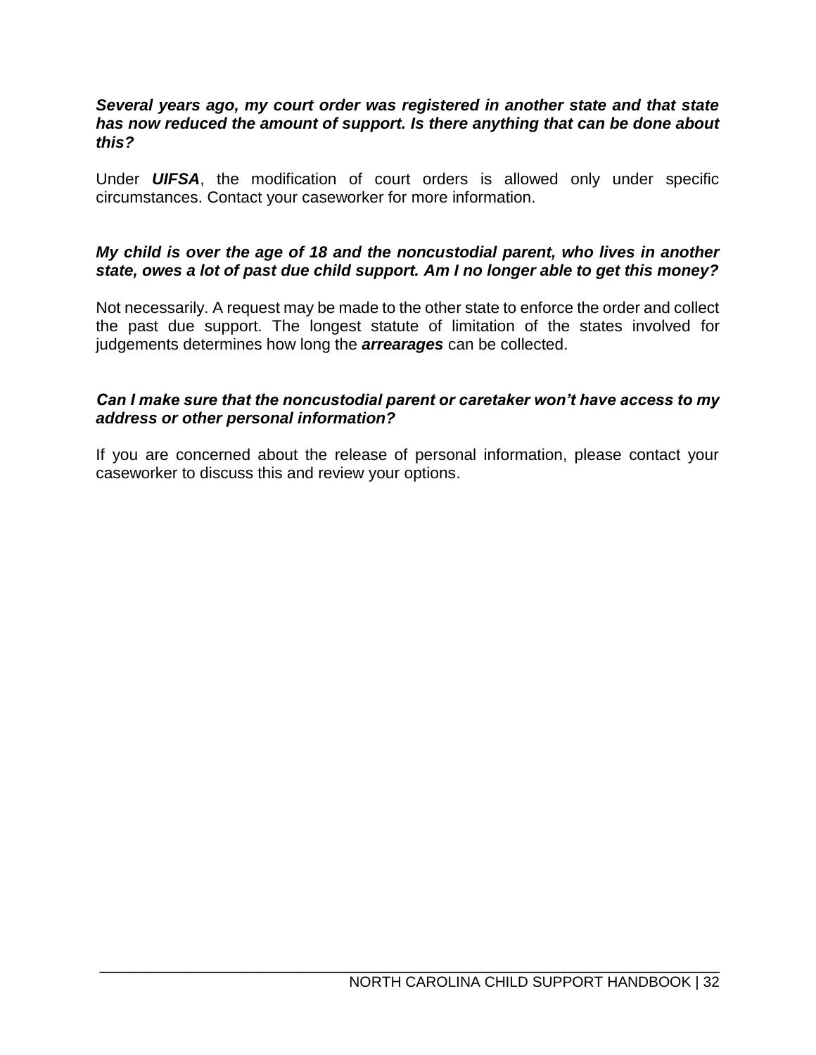***Several years ago, my court order was registered in another state and that state has now reduced the amount of support. Is there anything that can be done about this?***

Under ***UIFSA***, the modification of court orders is allowed only under specific circumstances. Contact your caseworker for more information.

***My child is over the age of 18 and the noncustodial parent, who lives in another state, owes a lot of past due child support. Am I no longer able to get this money?***

Not necessarily. A request may be made to the other state to enforce the order and collect the past due support. The longest statute of limitation of the states involved for judgements determines how long the ***arrearages*** can be collected.

***Can I make sure that the noncustodial parent or caretaker won't have access to my address or other personal information?***

If you are concerned about the release of personal information, please contact your caseworker to discuss this and review your options.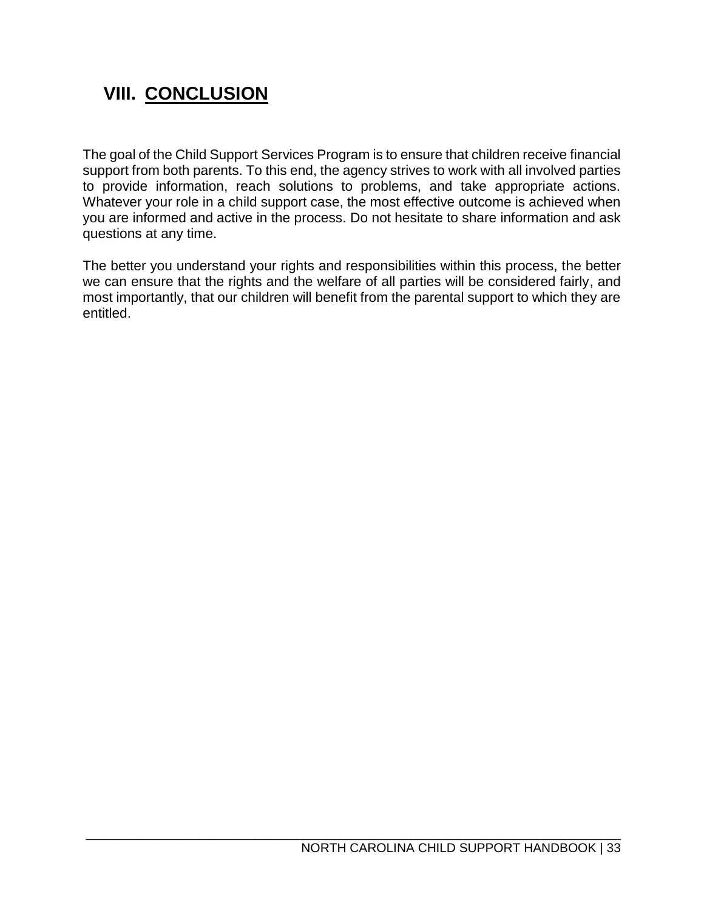# VIII. CONCLUSION

The goal of the Child Support Services Program is to ensure that children receive financial support from both parents. To this end, the agency strives to work with all involved parties to provide information, reach solutions to problems, and take appropriate actions. Whatever your role in a child support case, the most effective outcome is achieved when you are informed and active in the process. Do not hesitate to share information and ask questions at any time.

The better you understand your rights and responsibilities within this process, the better we can ensure that the rights and the welfare of all parties will be considered fairly, and most importantly, that our children will benefit from the parental support to which they are entitled.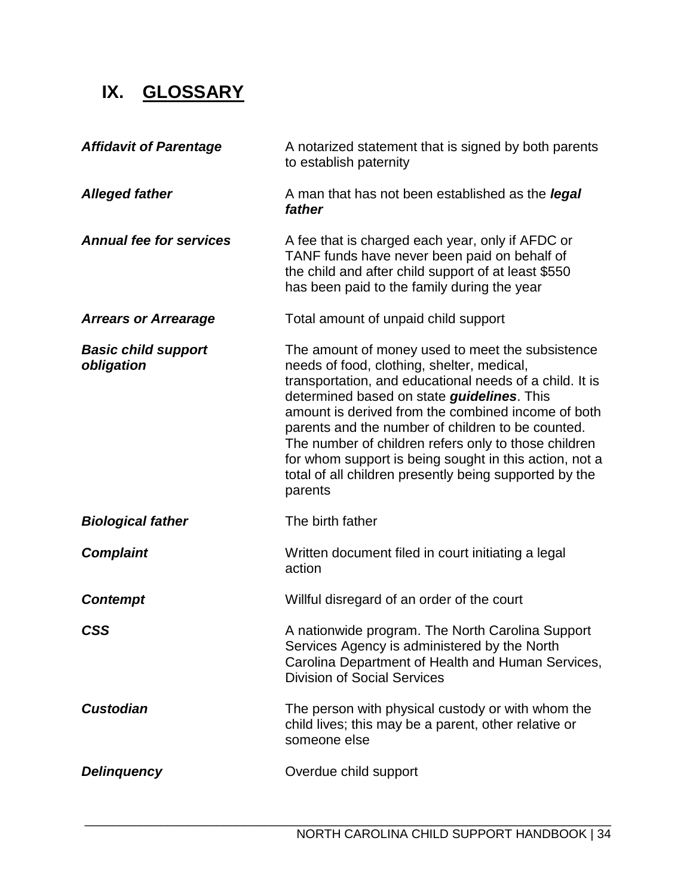# IX. GLOSSARY

| | |
|---|---|
| ***Affidavit of Parentage*** | A notarized statement that is signed by both parents to establish paternity |
| ***Alleged father*** | A man that has not been established as the ***legal father*** |
| ***Annual fee for services*** | A fee that is charged each year, only if AFDC or TANF funds have never been paid on behalf of the child and after child support of at least $550 has been paid to the family during the year |
| ***Arrears or Arrearage*** | Total amount of unpaid child support |
| ***Basic child support obligation*** | The amount of money used to meet the subsistence needs of food, clothing, shelter, medical, transportation, and educational needs of a child. It is determined based on state ***guidelines***. This amount is derived from the combined income of both parents and the number of children to be counted. The number of children refers only to those children for whom support is being sought in this action, not a total of all children presently being supported by the parents |
| ***Biological father*** | The birth father |
| ***Complaint*** | Written document filed in court initiating a legal action |
| ***Contempt*** | Willful disregard of an order of the court |
| ***CSS*** | A nationwide program. The North Carolina Support Services Agency is administered by the North Carolina Department of Health and Human Services, Division of Social Services |
| ***Custodian*** | The person with physical custody or with whom the child lives; this may be a parent, other relative or someone else |
| ***Delinquency*** | Overdue child support |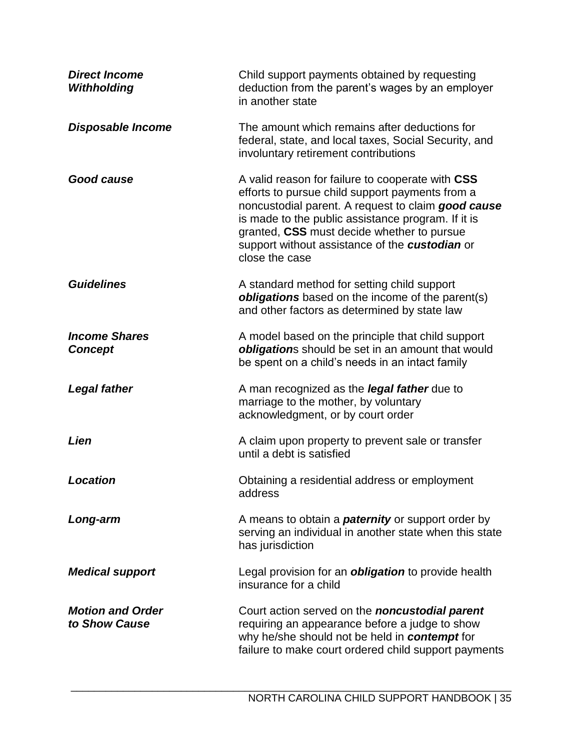***Direct Income Withholding*** — Child support payments obtained by requesting deduction from the parent's wages by an employer in another state

***Disposable Income*** — The amount which remains after deductions for federal, state, and local taxes, Social Security, and involuntary retirement contributions

***Good cause*** — A valid reason for failure to cooperate with **CSS** efforts to pursue child support payments from a noncustodial parent. A request to claim ***good cause*** is made to the public assistance program. If it is granted, **CSS** must decide whether to pursue support without assistance of the ***custodian*** or close the case

***Guidelines*** — A standard method for setting child support ***obligations*** based on the income of the parent(s) and other factors as determined by state law

***Income Shares Concept*** — A model based on the principle that child support ***obligation***s should be set in an amount that would be spent on a child's needs in an intact family

***Legal father*** — A man recognized as the ***legal father*** due to marriage to the mother, by voluntary acknowledgment, or by court order

***Lien*** — A claim upon property to prevent sale or transfer until a debt is satisfied

***Location*** — Obtaining a residential address or employment address

***Long-arm*** — A means to obtain a ***paternity*** or support order by serving an individual in another state when this state has jurisdiction

***Medical support*** — Legal provision for an ***obligation*** to provide health insurance for a child

***Motion and Order to Show Cause*** — Court action served on the ***noncustodial parent*** requiring an appearance before a judge to show why he/she should not be held in ***contempt*** for failure to make court ordered child support payments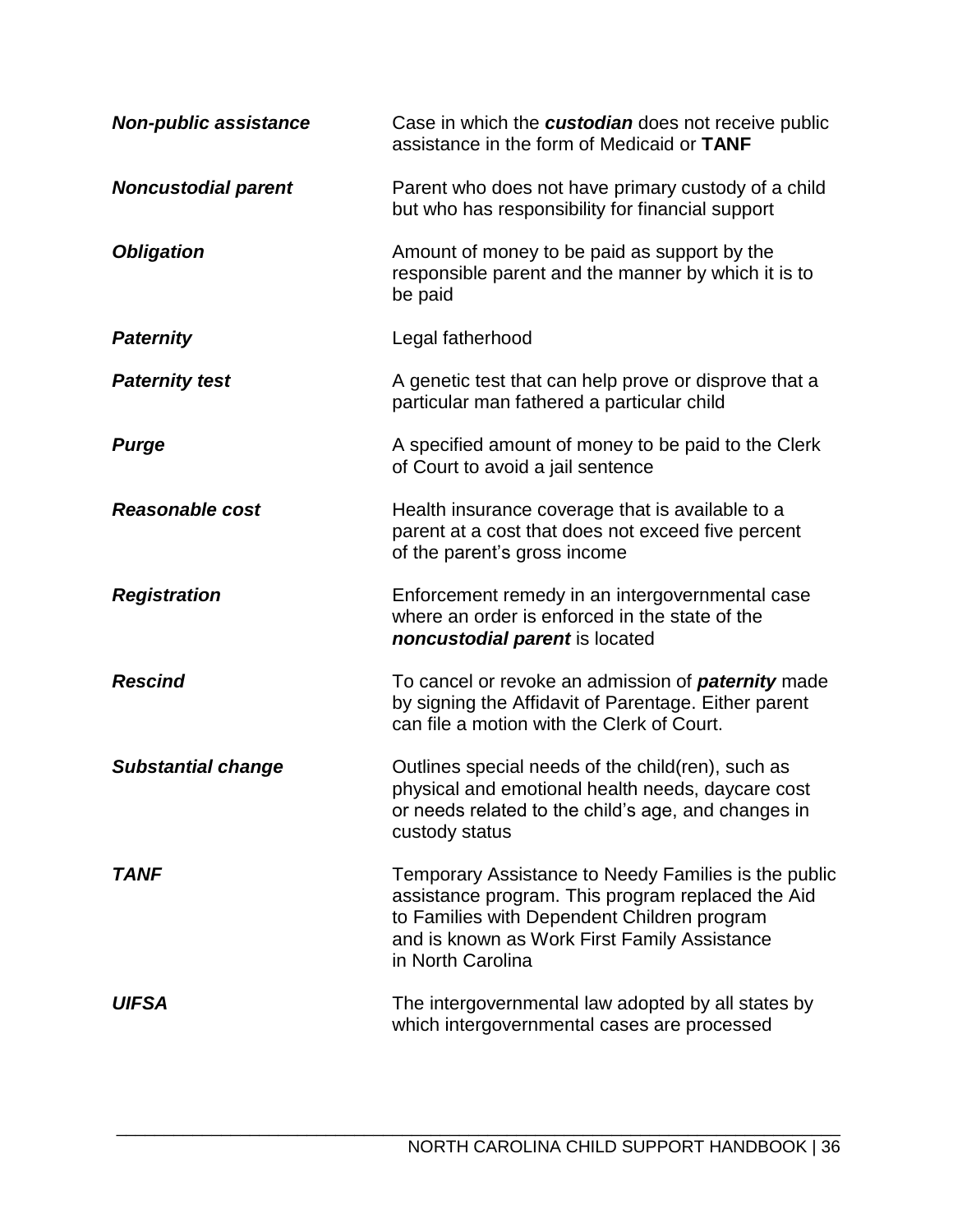| | |
|---|---|
| ***Non-public assistance*** | Case in which the ***custodian*** does not receive public assistance in the form of Medicaid or **TANF** |
| ***Noncustodial parent*** | Parent who does not have primary custody of a child but who has responsibility for financial support |
| ***Obligation*** | Amount of money to be paid as support by the responsible parent and the manner by which it is to be paid |
| ***Paternity*** | Legal fatherhood |
| ***Paternity test*** | A genetic test that can help prove or disprove that a particular man fathered a particular child |
| ***Purge*** | A specified amount of money to be paid to the Clerk of Court to avoid a jail sentence |
| ***Reasonable cost*** | Health insurance coverage that is available to a parent at a cost that does not exceed five percent of the parent's gross income |
| ***Registration*** | Enforcement remedy in an intergovernmental case where an order is enforced in the state of the ***noncustodial parent*** is located |
| ***Rescind*** | To cancel or revoke an admission of ***paternity*** made by signing the Affidavit of Parentage. Either parent can file a motion with the Clerk of Court. |
| ***Substantial change*** | Outlines special needs of the child(ren), such as physical and emotional health needs, daycare cost or needs related to the child's age, and changes in custody status |
| ***TANF*** | Temporary Assistance to Needy Families is the public assistance program. This program replaced the Aid to Families with Dependent Children program and is known as Work First Family Assistance in North Carolina |
| ***UIFSA*** | The intergovernmental law adopted by all states by which intergovernmental cases are processed |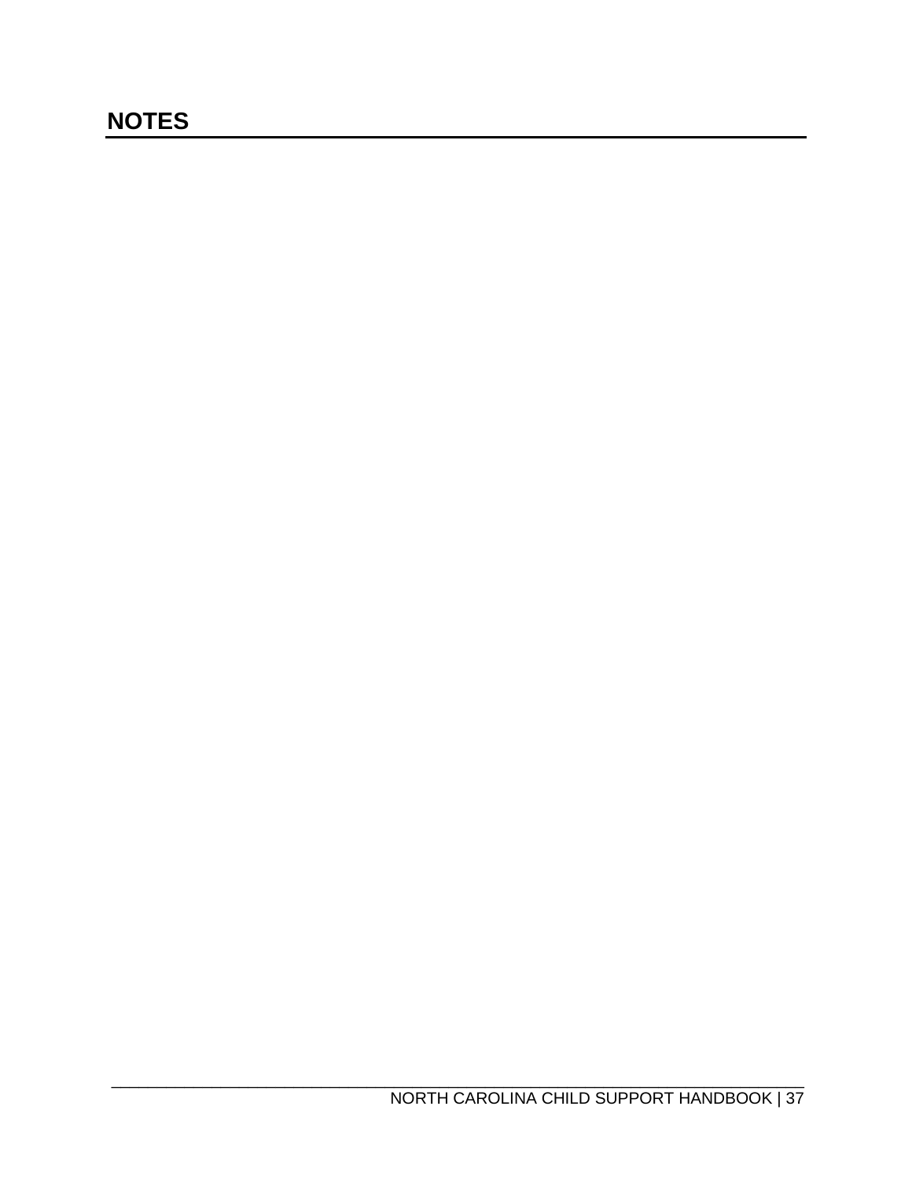# NOTES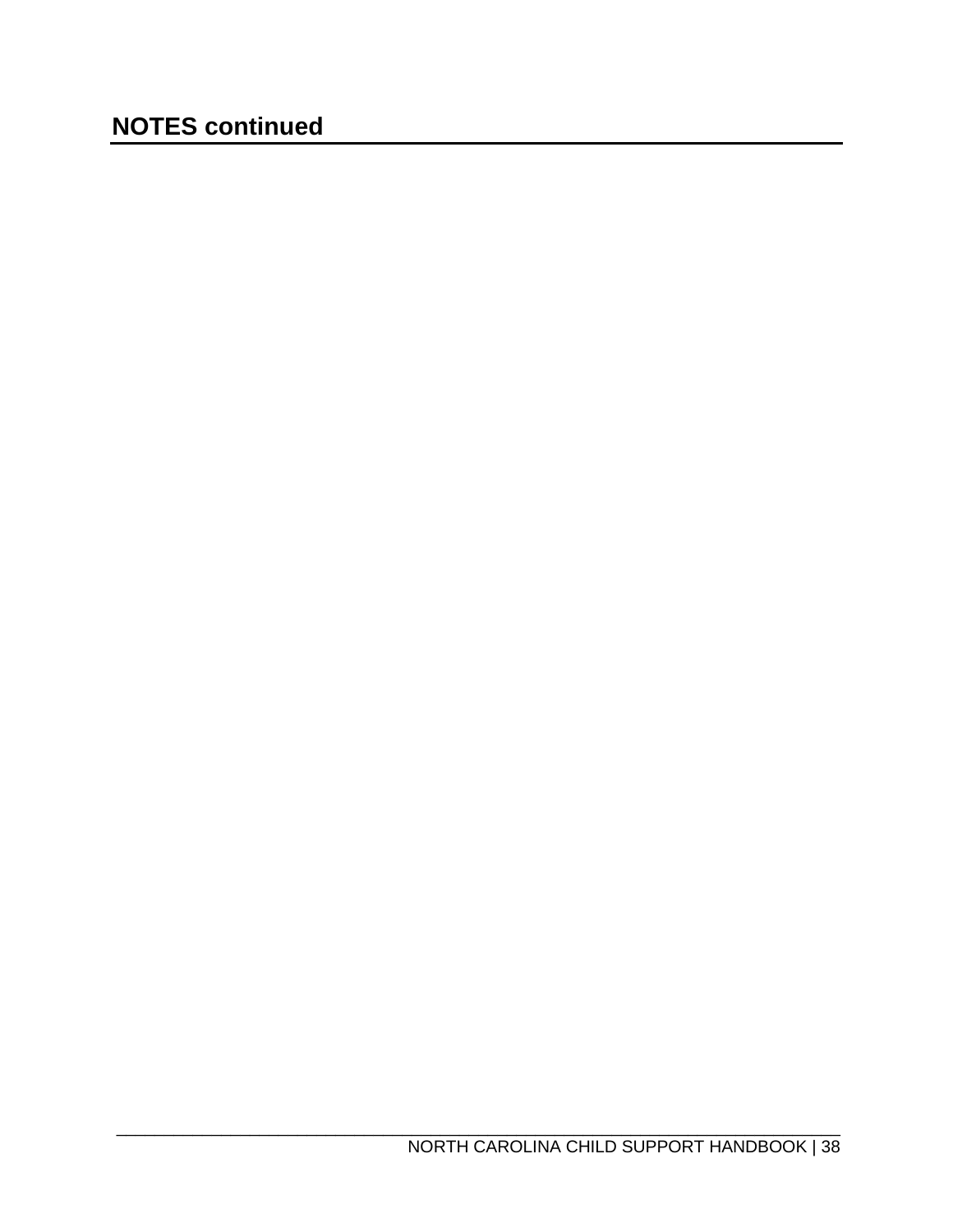## NOTES continued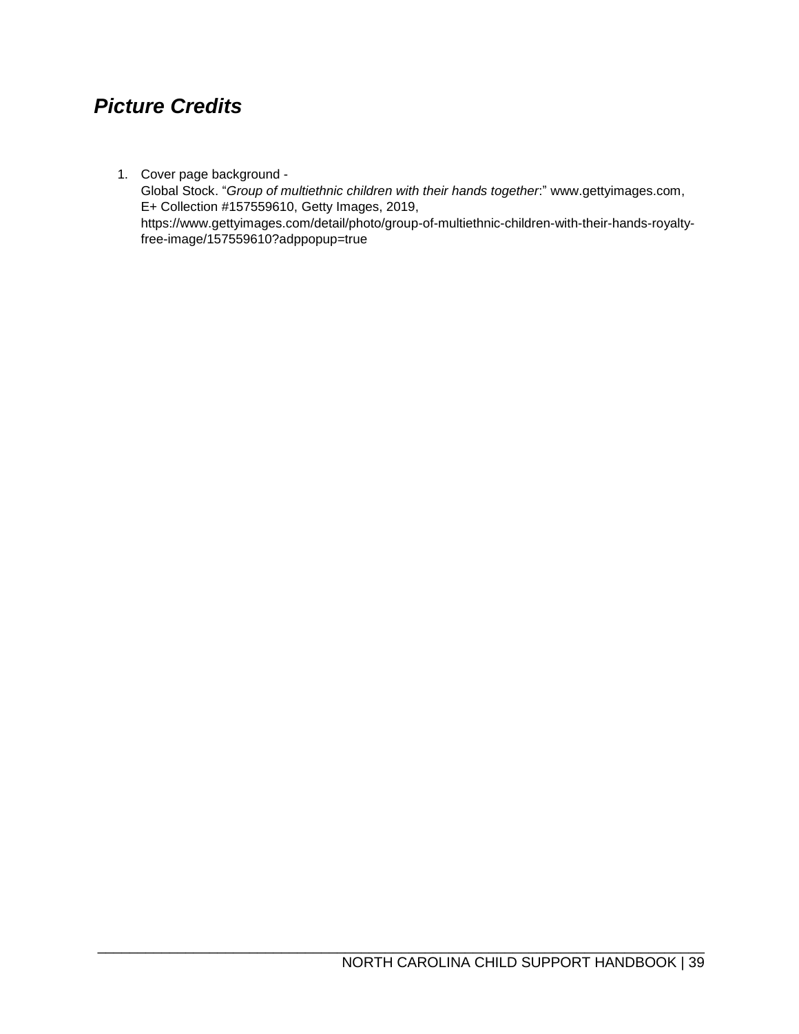## ***Picture Credits***

1. Cover page background -
   Global Stock. "*Group of multiethnic children with their hands together*:" www.gettyimages.com, E+ Collection #157559610, Getty Images, 2019, https://www.gettyimages.com/detail/photo/group-of-multiethnic-children-with-their-hands-royalty-free-image/157559610?adppopup=true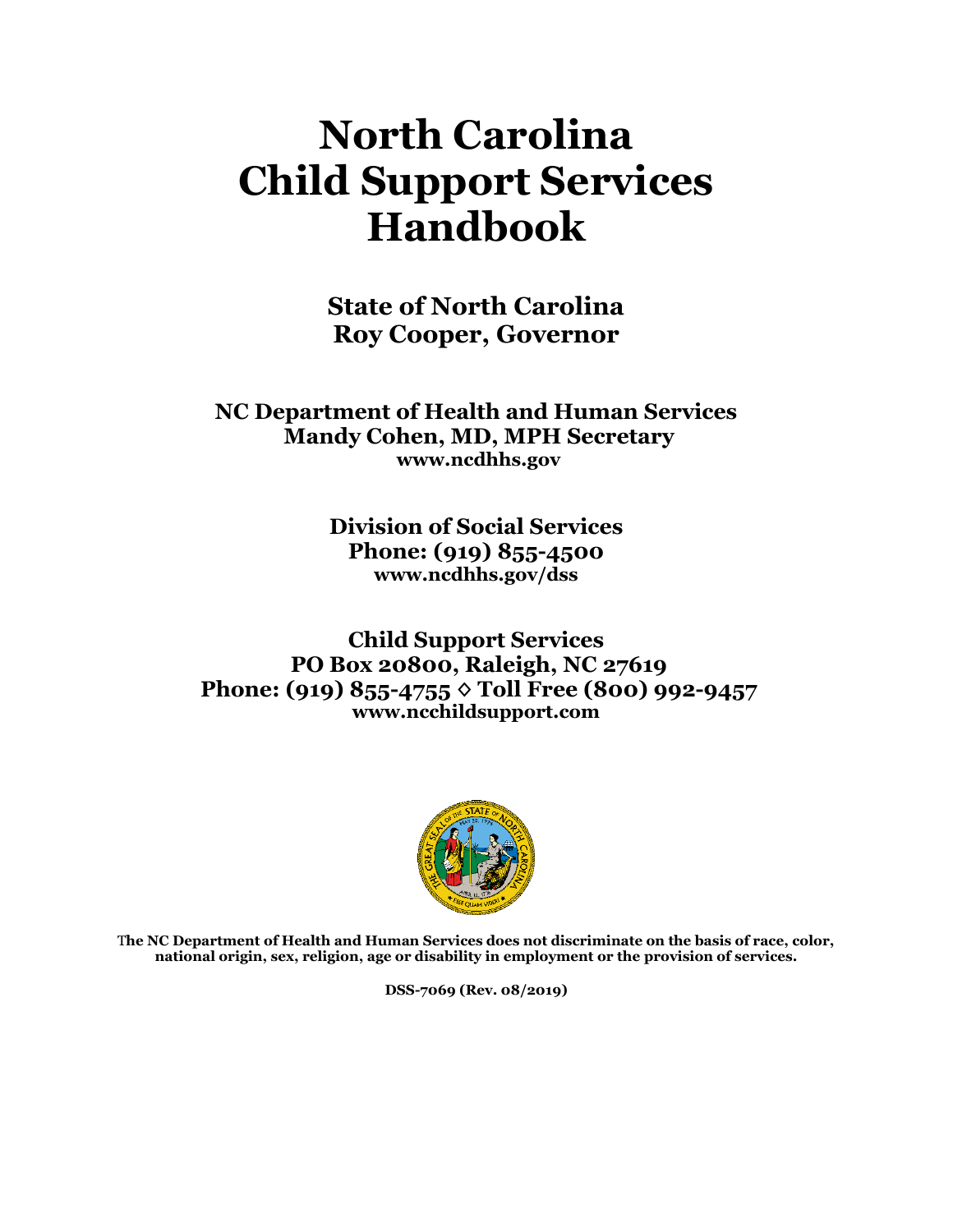# North Carolina Child Support Services Handbook

**State of North Carolina**
**Roy Cooper, Governor**

**NC Department of Health and Human Services**
**Mandy Cohen, MD, MPH Secretary**
**www.ncdhhs.gov**

**Division of Social Services**
**Phone: (919) 855-4500**
**www.ncdhhs.gov/dss**

**Child Support Services**
**PO Box 20800, Raleigh, NC 27619**
**Phone: (919) 855-4755 ◊ Toll Free (800) 992-9457**
**www.ncchildsupport.com**

**The NC Department of Health and Human Services does not discriminate on the basis of race, color, national origin, sex, religion, age or disability in employment or the provision of services.**

**DSS-7069 (Rev. 08/2019)**